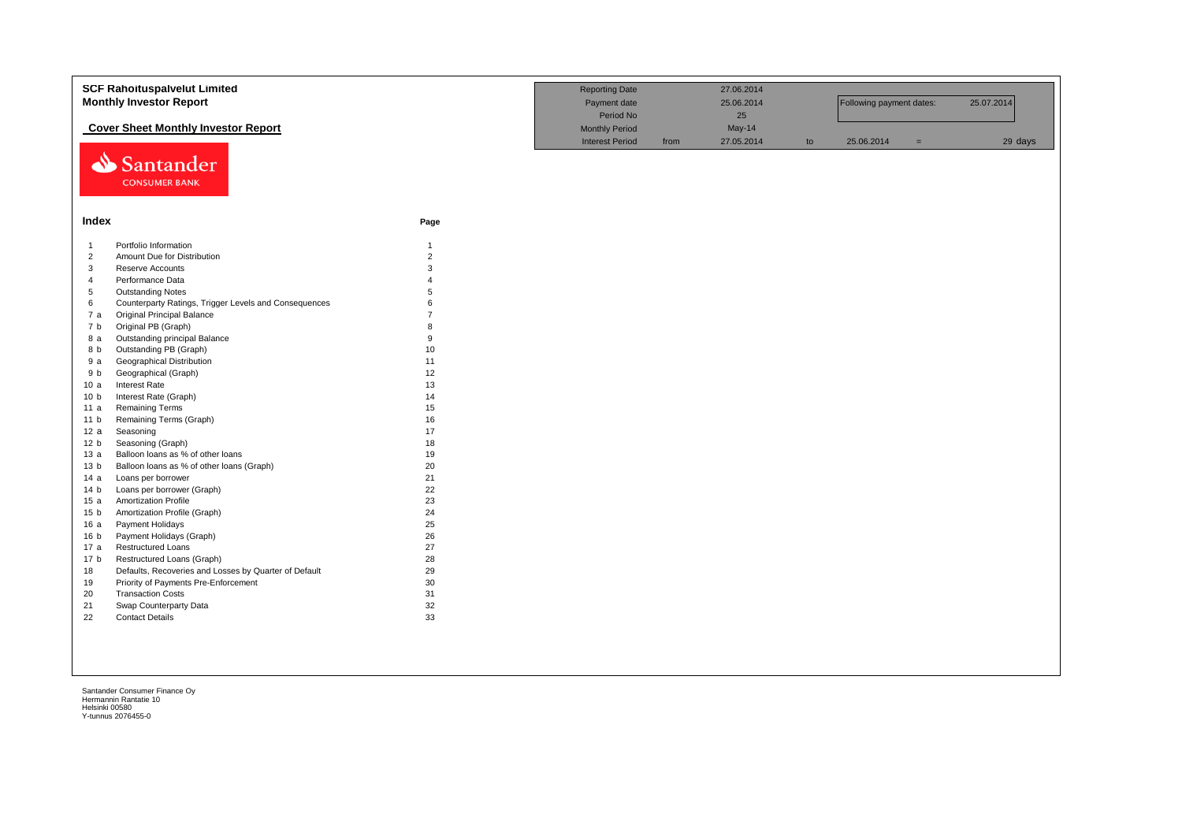# SCF Rahoituspalvelut Limited

## Monthly Investor Report

### Cover Sheet Monthly Investor Report

| | | | | | | | |
|---|---|---|---|---|---|---|---|
| Reporting Date | | 27.06.2014 | | | | | |
| Payment date | | 25.06.2014 | | Following payment dates: | | 25.07.2014 | |
| Period No | | 25 | | | | | |
| Monthly Period | | May-14 | | | | | |
| Interest Period | from | 27.05.2014 | to | 25.06.2014 | = | | 29 days |

Santander CONSUMER BANK

## Index

| | | Page |
|---|---|---|
| 1 | Portfolio Information | 1 |
| 2 | Amount Due for Distribution | 2 |
| 3 | Reserve Accounts | 3 |
| 4 | Performance Data | 4 |
| 5 | Outstanding Notes | 5 |
| 6 | Counterparty Ratings, Trigger Levels and Consequences | 6 |
| 7 a | Original Principal Balance | 7 |
| 7 b | Original PB (Graph) | 8 |
| 8 a | Outstanding principal Balance | 9 |
| 8 b | Outstanding PB (Graph) | 10 |
| 9 a | Geographical Distribution | 11 |
| 9 b | Geographical (Graph) | 12 |
| 10 a | Interest Rate | 13 |
| 10 b | Interest Rate (Graph) | 14 |
| 11 a | Remaining Terms | 15 |
| 11 b | Remaining Terms (Graph) | 16 |
| 12 a | Seasoning | 17 |
| 12 b | Seasoning (Graph) | 18 |
| 13 a | Balloon loans as % of other loans | 19 |
| 13 b | Balloon loans as % of other loans (Graph) | 20 |
| 14 a | Loans per borrower | 21 |
| 14 b | Loans per borrower (Graph) | 22 |
| 15 a | Amortization Profile | 23 |
| 15 b | Amortization Profile (Graph) | 24 |
| 16 a | Payment Holidays | 25 |
| 16 b | Payment Holidays (Graph) | 26 |
| 17 a | Restructured Loans | 27 |
| 17 b | Restructured Loans (Graph) | 28 |
| 18 | Defaults, Recoveries and Losses by Quarter of Default | 29 |
| 19 | Priority of Payments Pre-Enforcement | 30 |
| 20 | Transaction Costs | 31 |
| 21 | Swap Counterparty Data | 32 |
| 22 | Contact Details | 33 |

Santander Consumer Finance Oy
Hermannin Rantatie 10
Helsinki 00580
Y-tunnus 2076455-0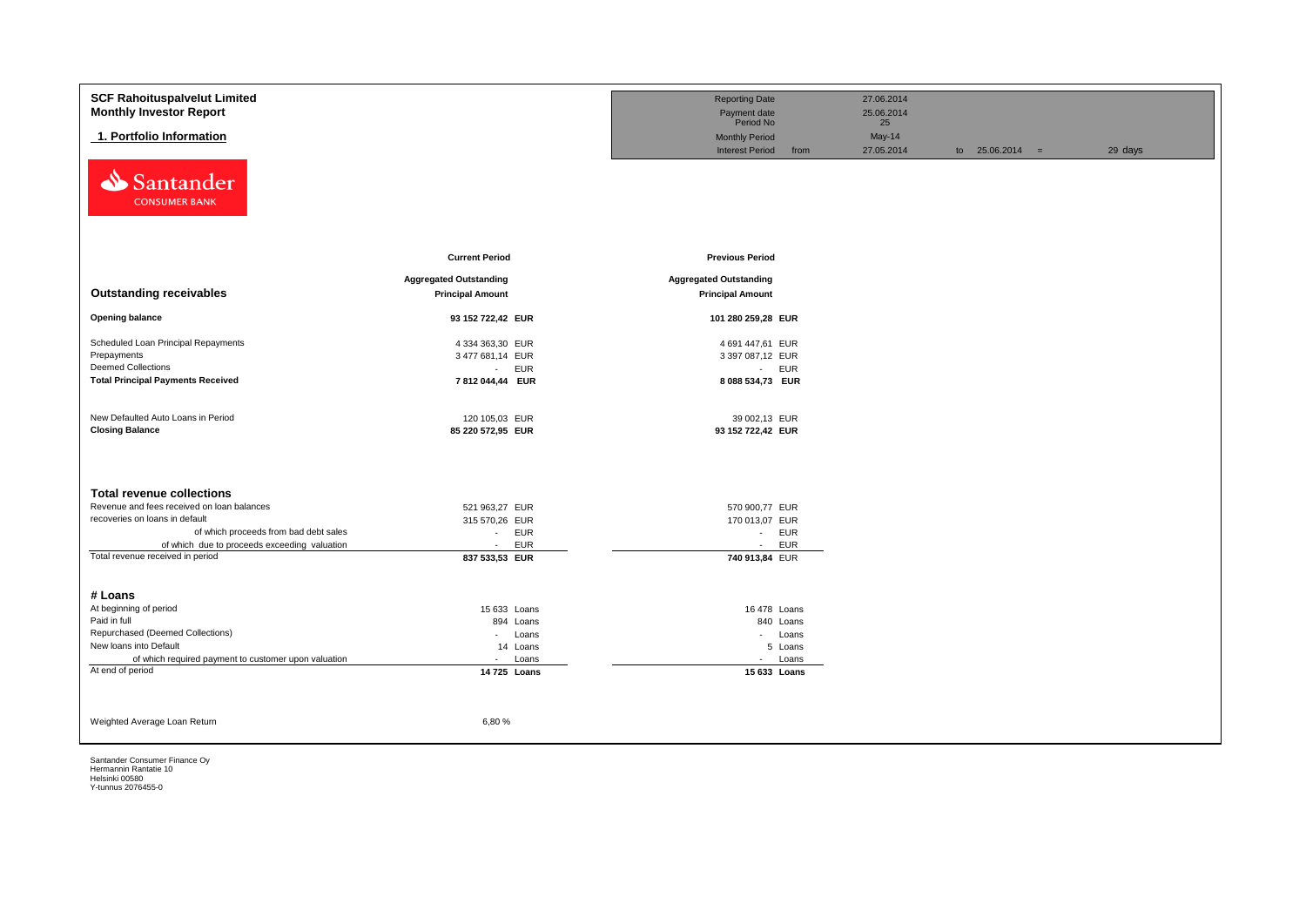# SCF Rahoituspalvelut Limited
## Monthly Investor Report

### 1. Portfolio Information

| | | | | |
|---|---|---|---|---|
| Reporting Date | | 27.06.2014 | | |
| Payment date | | 25.06.2014 | | |
| Period No | | 25 | | |
| Monthly Period | | May-14 | | |
| Interest Period | from | 27.05.2014 | to 25.06.2014 = | 29 days |

| | Current Period | Previous Period |
|---|---|---|
| **Outstanding receivables** | **Aggregated Outstanding Principal Amount** | **Aggregated Outstanding Principal Amount** |
| **Opening balance** | **93 152 722,42 EUR** | **101 280 259,28 EUR** |
| Scheduled Loan Principal Repayments | 4 334 363,30 EUR | 4 691 447,61 EUR |
| Prepayments | 3 477 681,14 EUR | 3 397 087,12 EUR |
| Deemed Collections | - EUR | - EUR |
| **Total Principal Payments Received** | **7 812 044,44 EUR** | **8 088 534,73 EUR** |
| New Defaulted Auto Loans in Period | 120 105,03 EUR | 39 002,13 EUR |
| **Closing Balance** | **85 220 572,95 EUR** | **93 152 722,42 EUR** |

| **Total revenue collections** | | |
|---|---|---|
| Revenue and fees received on loan balances | 521 963,27 EUR | 570 900,77 EUR |
| recoveries on loans in default | 315 570,26 EUR | 170 013,07 EUR |
| of which proceeds from bad debt sales | - EUR | - EUR |
| of which due to proceeds exceeding valuation | - EUR | - EUR |
| Total revenue received in period | **837 533,53 EUR** | **740 913,84 EUR** |

| **# Loans** | | |
|---|---|---|
| At beginning of period | 15 633 Loans | 16 478 Loans |
| Paid in full | 894 Loans | 840 Loans |
| Repurchased (Deemed Collections) | - Loans | - Loans |
| New loans into Default | 14 Loans | 5 Loans |
| of which required payment to customer upon valuation | - Loans | - Loans |
| At end of period | **14 725 Loans** | **15 633 Loans** |

| | |
|---|---|
| Weighted Average Loan Return | 6,80 % |

Santander Consumer Finance Oy
Hermannin Rantatie 10
Helsinki 00580
Y-tunnus 2076455-0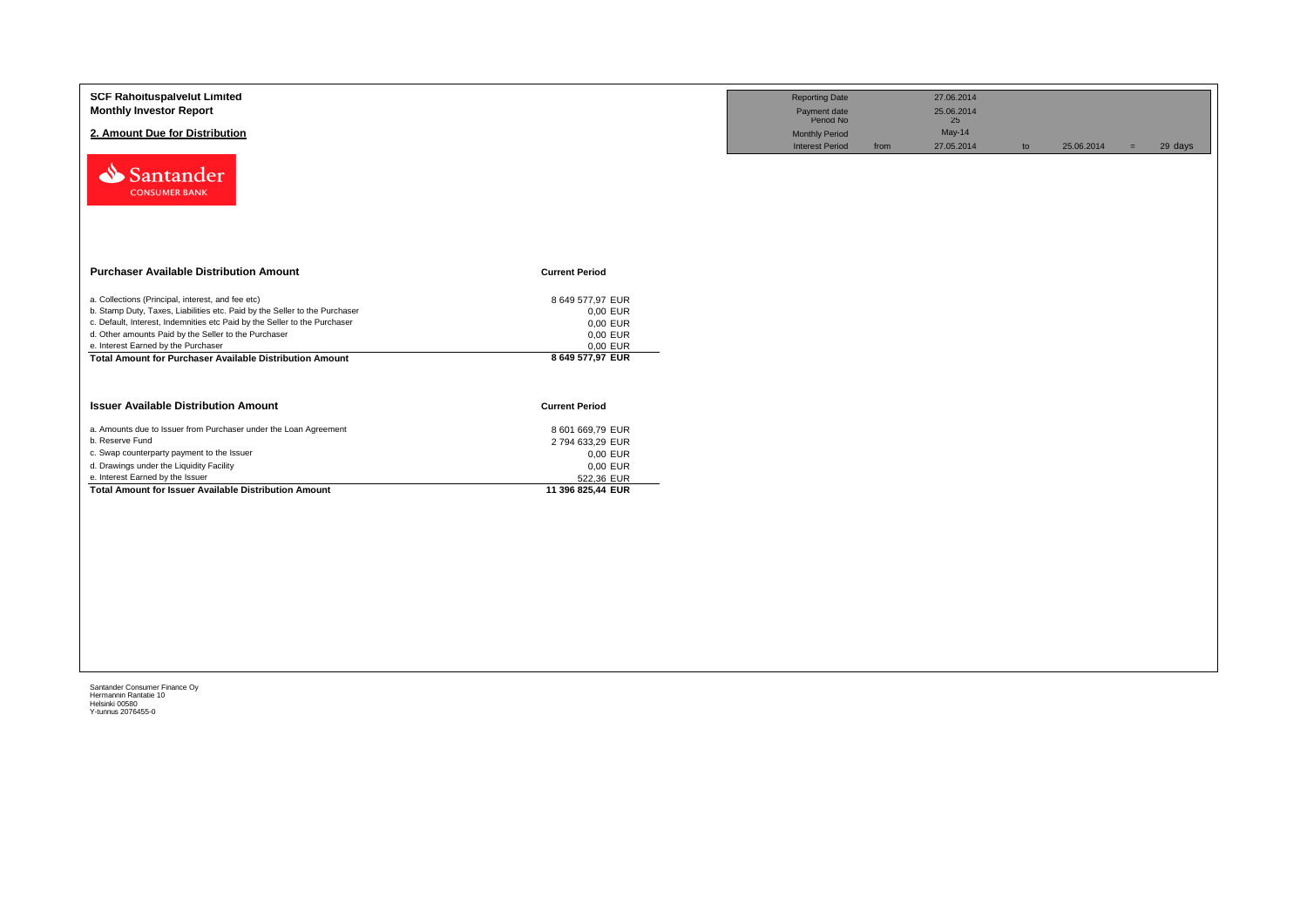**SCF Rahoituspalvelut Limited**
**Monthly Investor Report**

## 2. Amount Due for Distribution

| | | | | | | |
|---|---|---|---|---|---|---|
| Reporting Date | | 27.06.2014 | | | | |
| Payment date | | 25.06.2014 | | | | |
| Period No | | 25 | | | | |
| Monthly Period | | May-14 | | | | |
| Interest Period | from | 27.05.2014 | to | 25.06.2014 | = | 29 days |

| **Purchaser Available Distribution Amount** | **Current Period** |
|---|---|
| a. Collections (Principal, interest, and fee etc) | 8 649 577,97 EUR |
| b. Stamp Duty, Taxes, Liabilities etc. Paid by the Seller to the Purchaser | 0,00 EUR |
| c. Default, Interest, Indemnities etc Paid by the Seller to the Purchaser | 0,00 EUR |
| d. Other amounts Paid by the Seller to the Purchaser | 0,00 EUR |
| e. Interest Earned by the Purchaser | 0,00 EUR |
| **Total Amount for Purchaser Available Distribution Amount** | **8 649 577,97 EUR** |

| **Issuer Available Distribution Amount** | **Current Period** |
|---|---|
| a. Amounts due to Issuer from Purchaser under the Loan Agreement | 8 601 669,79 EUR |
| b. Reserve Fund | 2 794 633,29 EUR |
| c. Swap counterparty payment to the Issuer | 0,00 EUR |
| d. Drawings under the Liquidity Facility | 0,00 EUR |
| e. Interest Earned by the Issuer | 522,36 EUR |
| **Total Amount for Issuer Available Distribution Amount** | **11 396 825,44 EUR** |

Santander Consumer Finance Oy
Hermannin Rantatie 10
Helsinki 00580
Y-tunnus 2076455-0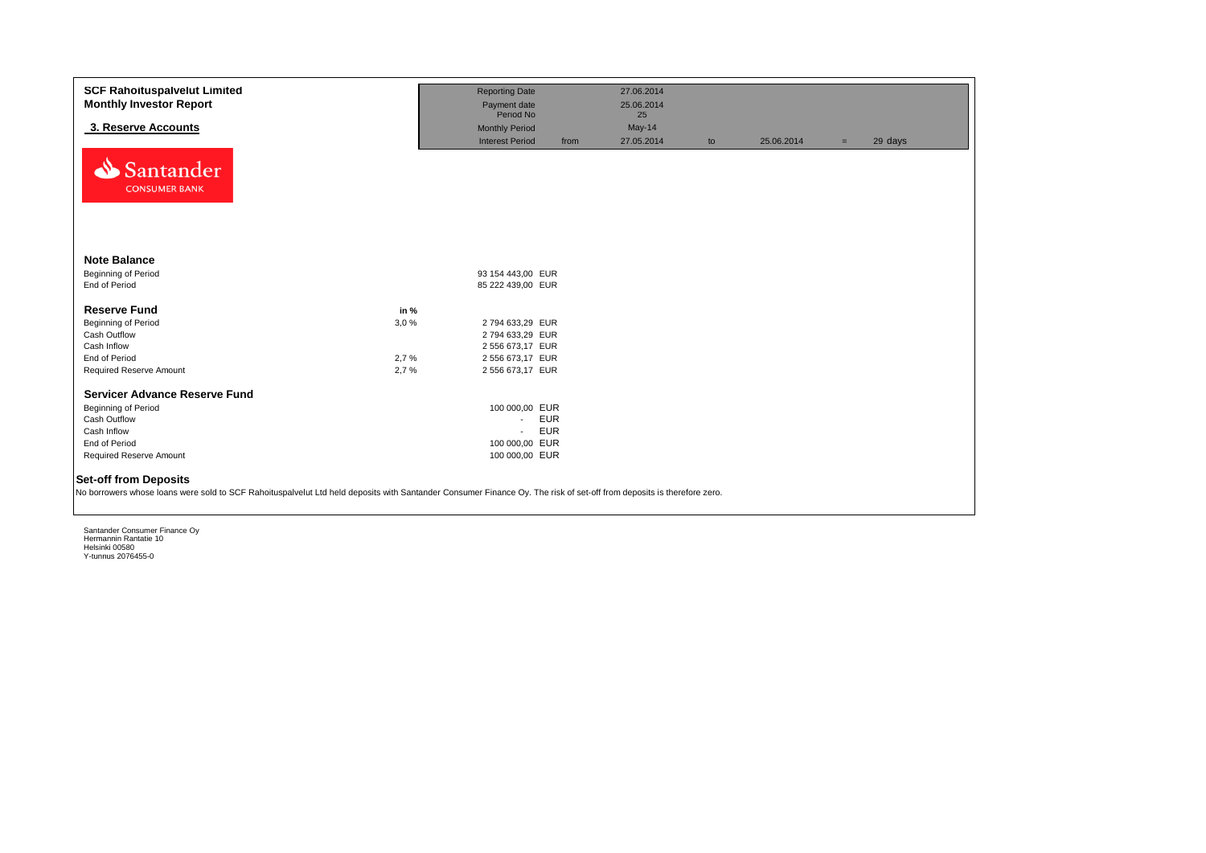**SCF Rahoituspalvelut Limited**
**Monthly Investor Report**

## 3. Reserve Accounts

| | | | | | | | |
|---|---|---|---|---|---|---|---|
| Reporting Date | | 27.06.2014 | | | | | |
| Payment date | | 25.06.2014 | | | | | |
| Period No | | 25 | | | | | |
| Monthly Period | | May-14 | | | | | |
| Interest Period | from | 27.05.2014 | to | 25.06.2014 | = | 29 days | |

Santander CONSUMER BANK

### Note Balance

| | | |
|---|---|---|
| Beginning of Period | | 93 154 443,00 EUR |
| End of Period | | 85 222 439,00 EUR |

### Reserve Fund

| | in % | |
|---|---|---|
| Beginning of Period | 3,0 % | 2 794 633,29 EUR |
| Cash Outflow | | 2 794 633,29 EUR |
| Cash Inflow | | 2 556 673,17 EUR |
| End of Period | 2,7 % | 2 556 673,17 EUR |
| Required Reserve Amount | 2,7 % | 2 556 673,17 EUR |

### Servicer Advance Reserve Fund

| | |
|---|---|
| Beginning of Period | 100 000,00 EUR |
| Cash Outflow | - EUR |
| Cash Inflow | - EUR |
| End of Period | 100 000,00 EUR |
| Required Reserve Amount | 100 000,00 EUR |

### Set-off from Deposits

No borrowers whose loans were sold to SCF Rahoituspalvelut Ltd held deposits with Santander Consumer Finance Oy. The risk of set-off from deposits is therefore zero.

Santander Consumer Finance Oy
Hermannin Rantatie 10
Helsinki 00580
Y-tunnus 2076455-0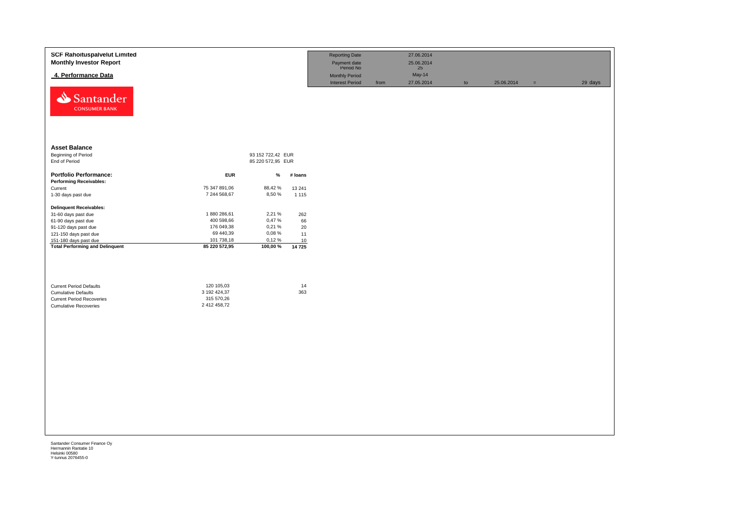**SCF Rahoituspalvelut Limited**
**Monthly Investor Report**

## 4. Performance Data

| Reporting Date | | 27.06.2014 | | | | |
|---|---|---|---|---|---|---|
| Payment date | | 25.06.2014 | | | | |
| Period No | | 25 | | | | |
| Monthly Period | | May-14 | | | | |
| Interest Period | from | 27.05.2014 | to | 25.06.2014 | = | 29 days |

### Asset Balance

| | | |
|---|---|---|
| Beginning of Period | 93 152 722,42 | EUR |
| End of Period | 85 220 572,95 | EUR |

| Portfolio Performance: | EUR | % | # loans |
|---|---|---|---|
| **Performing Receivables:** | | | |
| Current | 75 347 891,06 | 88,42 % | 13 241 |
| 1-30 days past due | 7 244 568,67 | 8,50 % | 1 115 |
| **Delinquent Receivables:** | | | |
| 31-60 days past due | 1 880 286,61 | 2,21 % | 262 |
| 61-90 days past due | 400 598,66 | 0,47 % | 66 |
| 91-120 days past due | 176 049,38 | 0,21 % | 20 |
| 121-150 days past due | 69 440,39 | 0,08 % | 11 |
| 151-180 days past due | 101 738,18 | 0,12 % | 10 |
| **Total Performing and Delinquent** | **85 220 572,95** | **100,00 %** | **14 725** |

| | EUR | # loans |
|---|---|---|
| Current Period Defaults | 120 105,03 | 14 |
| Cumulative Defaults | 3 192 424,37 | 363 |
| Current Period Recoveries | 315 570,26 | |
| Cumulative Recoveries | 2 412 458,72 | |

Santander Consumer Finance Oy
Hermannin Rantatie 10
Helsinki 00580
Y-tunnus 2076455-0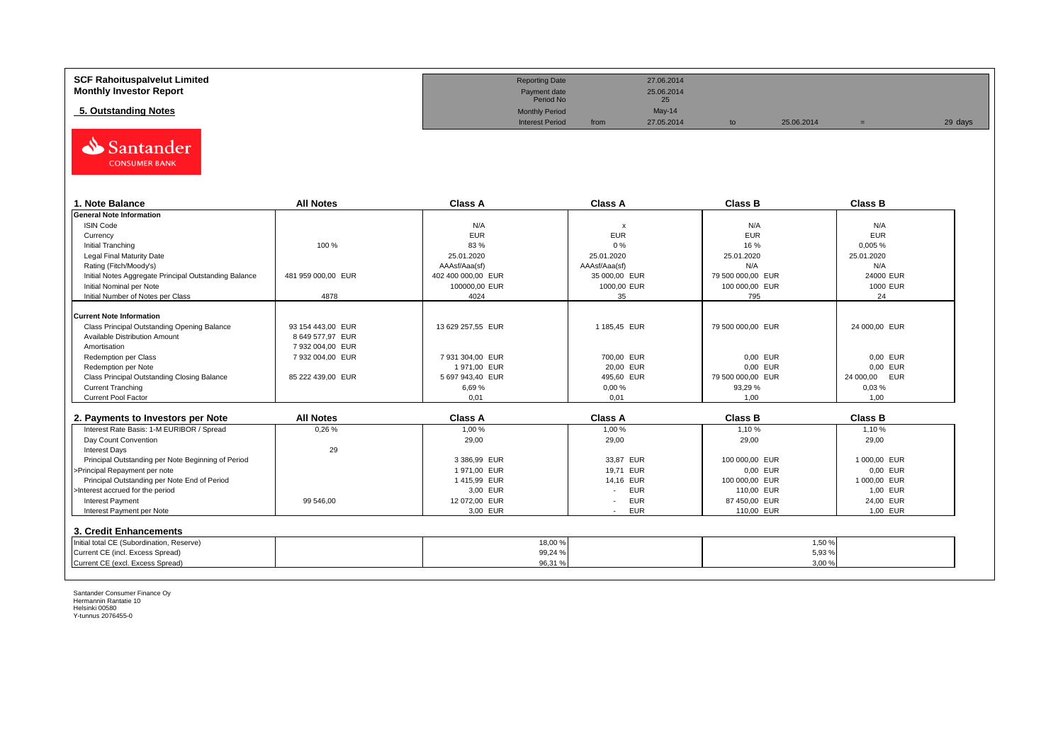**SCF Rahoituspalvelut Limited**
**Monthly Investor Report**

**5. Outstanding Notes**

| | | | | | | |
|---|---|---|---|---|---|---|
| Reporting Date | | 27.06.2014 | | | | |
| Payment date | | 25.06.2014 | | | | |
| Period No | | 25 | | | | |
| Monthly Period | | May-14 | | | | |
| Interest Period | from | 27.05.2014 | to | 25.06.2014 | = | 29 days |

| 1. Note Balance | All Notes | Class A | Class A | Class B | Class B |
|---|---|---|---|---|---|
| **General Note Information** | | | | | |
| ISIN Code | | N/A | x | N/A | N/A |
| Currency | | EUR | EUR | EUR | EUR |
| Initial Tranching | 100 % | 83 % | 0 % | 16 % | 0,005 % |
| Legal Final Maturity Date | | 25.01.2020 | 25.01.2020 | 25.01.2020 | 25.01.2020 |
| Rating (Fitch/Moody's) | | AAAsf/Aaa(sf) | AAAsf/Aaa(sf) | N/A | N/A |
| Initial Notes Aggregate Principal Outstanding Balance | 481 959 000,00 EUR | 402 400 000,00 EUR | 35 000,00 EUR | 79 500 000,00 EUR | 24000 EUR |
| Initial Nominal per Note | | 100000,00 EUR | 1000,00 EUR | 100 000,00 EUR | 1000 EUR |
| Initial Number of Notes per Class | 4878 | 4024 | 35 | 795 | 24 |
| **Current Note Information** | | | | | |
| Class Principal Outstanding Opening Balance | 93 154 443,00 EUR | 13 629 257,55 EUR | 1 185,45 EUR | 79 500 000,00 EUR | 24 000,00 EUR |
| Available Distribution Amount | 8 649 577,97 EUR | | | | |
| Amortisation | 7 932 004,00 EUR | | | | |
| Redemption per Class | 7 932 004,00 EUR | 7 931 304,00 EUR | 700,00 EUR | 0,00 EUR | 0,00 EUR |
| Redemption per Note | | 1 971,00 EUR | 20,00 EUR | 0,00 EUR | 0,00 EUR |
| Class Principal Outstanding Closing Balance | 85 222 439,00 EUR | 5 697 943,40 EUR | 495,60 EUR | 79 500 000,00 EUR | 24 000,00 EUR |
| Current Tranching | | 6,69 % | 0,00 % | 93,29 % | 0,03 % |
| Current Pool Factor | | 0,01 | 0,01 | 1,00 | 1,00 |

| 2. Payments to Investors per Note | All Notes | Class A | Class A | Class B | Class B |
|---|---|---|---|---|---|
| Interest Rate Basis: 1-M EURIBOR / Spread | 0,26 % | 1,00 % | 1,00 % | 1,10 % | 1,10 % |
| Day Count Convention | | 29,00 | 29,00 | 29,00 | 29,00 |
| Interest Days | 29 | | | | |
| Principal Outstanding per Note Beginning of Period | | 3 386,99 EUR | 33,87 EUR | 100 000,00 EUR | 1 000,00 EUR |
| >Principal Repayment per note | | 1 971,00 EUR | 19,71 EUR | 0,00 EUR | 0,00 EUR |
| Principal Outstanding per Note End of Period | | 1 415,99 EUR | 14,16 EUR | 100 000,00 EUR | 1 000,00 EUR |
| >Interest accrued for the period | | 3,00 EUR | - EUR | 110,00 EUR | 1,00 EUR |
| Interest Payment | 99 546,00 | 12 072,00 EUR | - EUR | 87 450,00 EUR | 24,00 EUR |
| Interest Payment per Note | | 3,00 EUR | - EUR | 110,00 EUR | 1,00 EUR |

**3. Credit Enhancements**

| | | Class A | | Class B |
|---|---|---|---|---|
| Initial total CE (Subordination, Reserve) | | 18,00 % | | 1,50 % |
| Current CE (incl. Excess Spread) | | 99,24 % | | 5,93 % |
| Current CE (excl. Excess Spread) | | 96,31 % | | 3,00 % |

Santander Consumer Finance Oy
Hermannin Rantatie 10
Helsinki 00580
Y-tunnus 2076455-0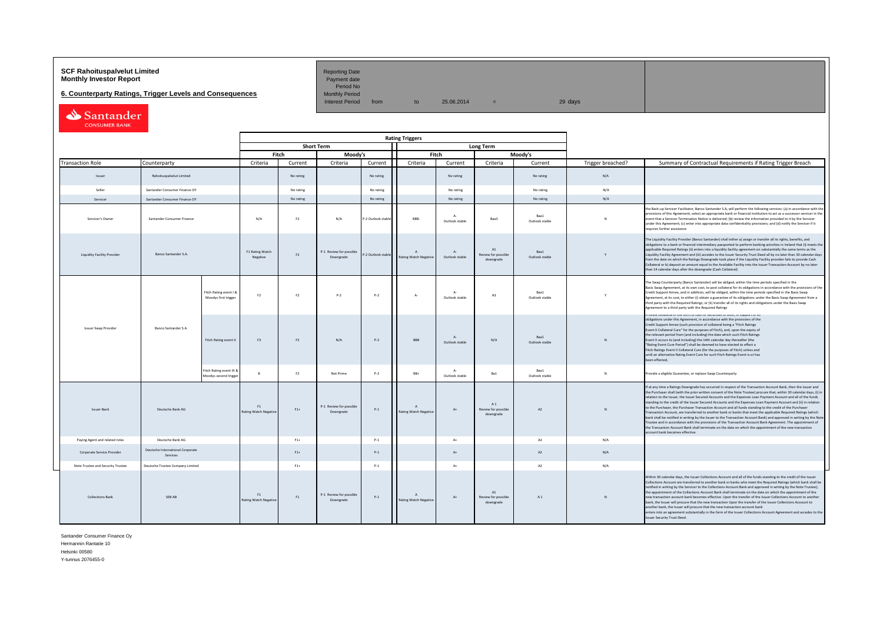**SCF Rahoituspalvelut Limited**
**Monthly Investor Report**

**6. Counterparty Ratings, Trigger Levels and Consequences**

| | | | | |
|---|---|---|---|---|
| Reporting Date | | | | |
| Payment date | | | | |
| Period No | | | | |
| Monthly Period | | | | |
| Interest Period | from | to | 25.06.2014 | = 29 days |

| | | | Rating Triggers | | | | | | | | | |
|---|---|---|---|---|---|---|---|---|---|---|---|---|
| | | | Short Term | | | | Long Term | | | | | |
| | | | Fitch | | Moody's | | Fitch | | Moody's | | | |
| Transaction Role | Counterparty | | Criteria | Current | Criteria | Current | Criteria | Current | Criteria | Current | Trigger breached? | Summary of Contractual Requirements if Rating Trigger Breach |
| Issuer | Rahoituspalvelut Limited | | | No rating | | No rating | | No rating | | No rating | N/A | |
| Seller | Santander Consumer Finance OY | | | No rating | | No rating | | No rating | | No rating | N/A | |
| Servicer | Santander Consumer Finance OY | | | No rating | | No rating | | No rating | | No rating | N/A | |
| Servicer's Owner | Santander Consumer Finance | | N/A | F2 | N/A | P-2 Outlook stable | BBB- | A- Outlook stable | Baa3 | Baa1 Outlook stable | N | the Back-up Servicer Facilitator, Banco Santander S.A, will perform the following services: (a) in accordance with the provisions of this Agreement, select an appropriate bank or financial institution to act as a successor servicer in the event that a Servicer Termination Notice is delivered; (b) review the information provided to it by the Servicer under this Agreement; (c) enter into appropriate data confidentiality provisions; and (d) notify the Servicer if it requires further assistance |
| Liquidity Facility Provider | Banco Santander S.A. | | F1 Rating Watch Negative | F2 | P-1 Review for possible Downgrade | P-2 Outlook stable | A Rating Watch Negative | A- Outlook stable | A1 Review for possible downgrade | Baa1 Outlook stable | Y | The Liquidity Facility Provider (Banco Santander) shall either a) assign or transfer all its rights, benefits, and obligations to a bank or financial intermediary passported to perform banking activities in Ireland that (i) meets the applicable Required Ratings (ii) enters into a liquidity facility agreement on substantially the same terms as the Liquidity Facility Agreement and (iii) accedes to the Issuer Security Trust Deed all by no later than 30 calendar days from the date on which the Ratings Downgrade took place if the Liquidity Facility provider fails to provide Cash Collateral or b) deposit an amount equal to the Available Facility into the Issuer Transaction Account by no later than 14 calendar days after the downgrade (Cash Collateral) |
| Issuer Swap Provider | Banco Santander S.A. | Fitch Rating event I & Moodys first trigger | F2 | F2 | P-2 | P-2 | A- | A- Outlook stable | A3 | Baa1 Outlook stable | Y | The Swap Counterparty (Banco Santander) will be obliged, within the time periods specified in the Basis Swap Agreement, at its own cost, to post collateral for its obligations in accordance with the provisions of the Credit Support Annex, and in addition, will be obliged, within the time periods specified in the Basis Swap Agreement, at its cost, to either (i) obtain a guarantee of its obligations under the Basis Swap Agreement from a third party with the Required Ratings; or (ii) transfer all of its rights and obligations under the Basis Swap Agreement to a third party with the Required Ratings |
| | | Fitch Rating event II | F3 | F2 | N/A | P-2 | BBB | A- Outlook stable | N/A | Baa1 Outlook stable | N | Provide collateral in the form of cash or securities or both, in support of its obligations under this Agreement, in accordance with the provisions of the Credit Support Annex (such provision of collateral being a "Fitch Ratings Event II Collateral Cure" for the purposes of Fitch), and, upon the expiry of the relevant period from (and including) the date which such Fitch Ratings Event II occurs to (and including) the 14th calendar day thereafter (the "Rating Event Cure Period") shall be deemed to have elected to effect a Fitch Ratings Event II Collateral Cure (for the purposes of Fitch) unless and until an alternative Rating Event Cure for such Fitch Ratings Event is or has been effected, |
| | | Fitch Rating event III & Moodys second trigger | B | F2 | Not Prime | P-2 | BB+ | A- Outlook stable | Ba1 | Baa1 Outlook stable | N | Provide a eligible Guarantee, or replace Swap Counterparty |
| Issuer Bank | Deutsche Bank AG | | F1 Rating Watch Negative | F1+ | P-1 Review for possible Downgrade | P-1 | A Rating Watch Negative | A+ | A 1 Review for possible downgrade | A2 | N | If at any time a Ratings Downgrade has occurred in respect of the Transaction Account Bank, then the Issuer and the Purchaser shall (with the prior written consent of the Note Trustee) procure that, within 30 calendar days, (i) in relation to the Issuer, the Issuer Secured Accounts and the Expenses Loan Payment Account and all of the funds standing to the credit of the Issuer Secured Accounts and the Expenses Loan Payment Account and (ii) in relation to the Purchaser, the Purchaser Transaction Account and all funds standing to the credit of the Purchaser Transaction Account, are transferred to another bank or banks that meet the applicable Required Ratings (which bank shall be notified in writing by the Issuer to the Transaction Account Bank) and approved in writing by the Note Trustee and in accordance with the provisions of the Transaction Account Bank Agreement. The appointment of the Transaction Account Bank shall terminate on the date on which the appointment of the new transaction account bank becomes effective. |
| Paying Agent and related roles | Deutsche Bank AG | | | F1+ | | P-1 | | A+ | | A2 | N/A | |
| Corporate Service Provider | Deutsche International Corporate Services | | | F1+ | | P-1 | | A+ | | A2 | N/A | |
| Note Trustee and Security Trustee | Deutsche Trustee Company Limited | | | F1+ | | P-1 | | A+ | | A2 | N/A | |
| Collections Bank | SEB AB | | F1 Rating Watch Negative | F1 | P-1 Review for possible Downgrade | P-1 | A Rating Watch Negative | A+ | A1 Review for possible downgrade | A 1 | N | Within 30 calendar days, the Issuer Collections Account and all of the funds standing to the credit of the Issuer Collections Account are transferred to another bank or banks who meet the Required Ratings (which bank shall be notified in writing by the Servicer to the Collections Account Bank and approved in writing by the Note Trustee); the appointment of the Collections Account Bank shall terminate on the date on which the appointment of the new transaction account bank becomes effective. Upon the transfer of the Issuer Collections Account to another bank, the Issuer will procure that the new transaction Upon the transfer of the Issuer Collections Account to another bank, the Issuer will procure that the new transaction account bank enters into an agreement substantially in the form of the Issuer Collections Account Agreement and accedes to the Issuer Security Trust Deed. |

Santander Consumer Finance Oy
Hermannin Rantatie 10
Helsinki 00580
Y-tunnus 2076455-0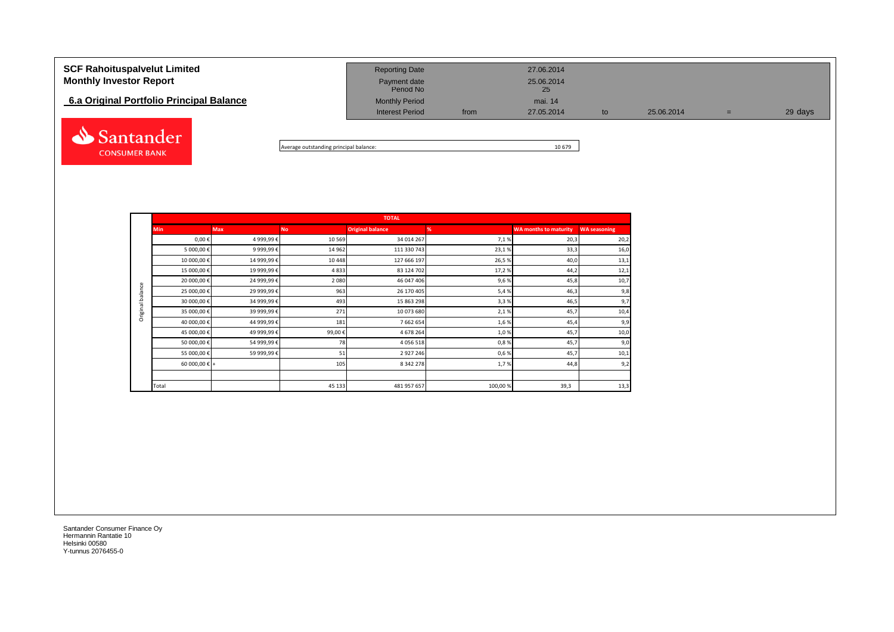# SCF Rahoituspalvelut Limited
# Monthly Investor Report

## 6.a Original Portfolio Principal Balance

| Reporting Date | | 27.06.2014 | | | | |
|---|---|---|---|---|---|---|
| Payment date | | 25.06.2014 | | | | |
| Period No | | 25 | | | | |
| Monthly Period | | mai. 14 | | | | |
| Interest Period | from | 27.05.2014 | to | 25.06.2014 | = | 29 days |

Average outstanding principal balance: 10 679

| | TOTAL | | | | | | |
|---|---|---|---|---|---|---|---|
| | Min | Max | No | Original balance | % | WA months to maturity | WA seasoning |
| Original balance | 0,00 € | 4 999,99 € | 10 569 | 34 014 267 | 7,1 % | 20,3 | 20,2 |
| | 5 000,00 € | 9 999,99 € | 14 962 | 111 330 743 | 23,1 % | 33,3 | 16,0 |
| | 10 000,00 € | 14 999,99 € | 10 448 | 127 666 197 | 26,5 % | 40,0 | 13,1 |
| | 15 000,00 € | 19 999,99 € | 4 833 | 83 124 702 | 17,2 % | 44,2 | 12,1 |
| | 20 000,00 € | 24 999,99 € | 2 080 | 46 047 406 | 9,6 % | 45,8 | 10,7 |
| | 25 000,00 € | 29 999,99 € | 963 | 26 170 405 | 5,4 % | 46,3 | 9,8 |
| | 30 000,00 € | 34 999,99 € | 493 | 15 863 298 | 3,3 % | 46,5 | 9,7 |
| | 35 000,00 € | 39 999,99 € | 271 | 10 073 680 | 2,1 % | 45,7 | 10,4 |
| | 40 000,00 € | 44 999,99 € | 181 | 7 662 654 | 1,6 % | 45,4 | 9,9 |
| | 45 000,00 € | 49 999,99 € | 99,00 € | 4 678 264 | 1,0 % | 45,7 | 10,0 |
| | 50 000,00 € | 54 999,99 € | 78 | 4 056 518 | 0,8 % | 45,7 | 9,0 |
| | 55 000,00 € | 59 999,99 € | 51 | 2 927 246 | 0,6 % | 45,7 | 10,1 |
| | 60 000,00 € | + | 105 | 8 342 278 | 1,7 % | 44,8 | 9,2 |
| | | | | | | | |
| | Total | | 45 133 | 481 957 657 | 100,00 % | 39,3 | 13,3 |

Santander Consumer Finance Oy
Hermannin Rantatie 10
Helsinki 00580
Y-tunnus 2076455-0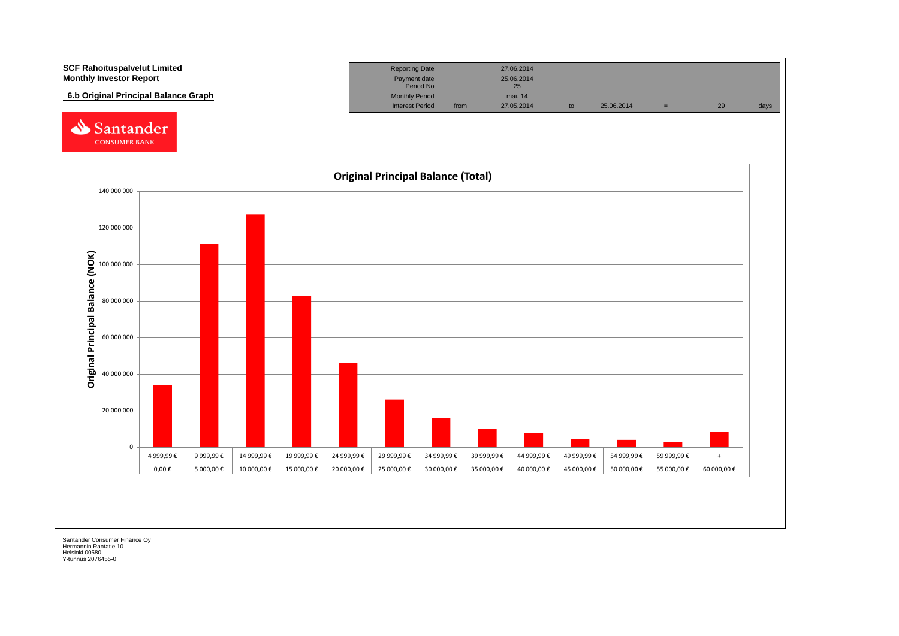**SCF Rahoituspalvelut Limited**
**Monthly Investor Report**

## 6.b Original Principal Balance Graph

| Reporting Date | | 27.06.2014 | | | | | |
|---|---|---|---|---|---|---|---|
| Payment date | | 25.06.2014 | | | | | |
| Period No | | 25 | | | | | |
| Monthly Period | | mai. 14 | | | | | |
| Interest Period | from | 27.05.2014 | to | 25.06.2014 | = | 29 | days |

Santander CONSUMER BANK

### Original Principal Balance (Total)

Original Principal Balance (NOK)

| 0,00 € | 5 000,00 € | 10 000,00 € | 15 000,00 € | 20 000,00 € | 25 000,00 € | 30 000,00 € | 35 000,00 € | 40 000,00 € | 45 000,00 € | 50 000,00 € | 55 000,00 € | 60 000,00 € |
|---|---|---|---|---|---|---|---|---|---|---|---|---|
| 4 999,99 € | 9 999,99 € | 14 999,99 € | 19 999,99 € | 24 999,99 € | 29 999,99 € | 34 999,99 € | 39 999,99 € | 44 999,99 € | 49 999,99 € | 54 999,99 € | 59 999,99 € | + |

Santander Consumer Finance Oy
Hermannin Rantatie 10
Helsinki 00580
Y-tunnus 2076455-0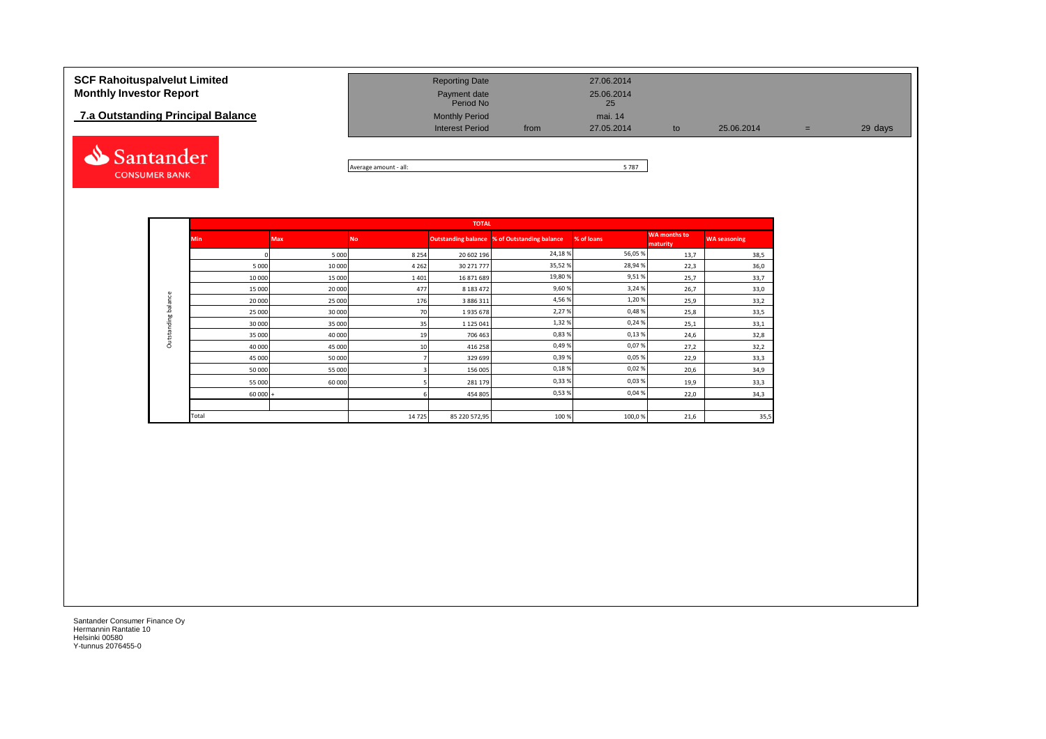**SCF Rahoituspalvelut Limited**
**Monthly Investor Report**

**7.a Outstanding Principal Balance**

| | | | | | | |
|---|---|---|---|---|---|---|
| Reporting Date | | 27.06.2014 | | | | |
| Payment date | | 25.06.2014 | | | | |
| Period No | | 25 | | | | |
| Monthly Period | | mai. 14 | | | | |
| Interest Period | from | 27.05.2014 | to | 25.06.2014 | = | 29 days |

Average amount - all: 5 787

| | TOTAL | | | | | | | |
|---|---|---|---|---|---|---|---|---|
| | Min | Max | No | Outstanding balance | % of Outstanding balance | % of loans | WA months to maturity | WA seasoning |
| Outstanding balance | 0 | 5 000 | 8 254 | 20 602 196 | 24,18 % | 56,05 % | 13,7 | 38,5 |
| | 5 000 | 10 000 | 4 262 | 30 271 777 | 35,52 % | 28,94 % | 22,3 | 36,0 |
| | 10 000 | 15 000 | 1 401 | 16 871 689 | 19,80 % | 9,51 % | 25,7 | 33,7 |
| | 15 000 | 20 000 | 477 | 8 183 472 | 9,60 % | 3,24 % | 26,7 | 33,0 |
| | 20 000 | 25 000 | 176 | 3 886 311 | 4,56 % | 1,20 % | 25,9 | 33,2 |
| | 25 000 | 30 000 | 70 | 1 935 678 | 2,27 % | 0,48 % | 25,8 | 33,5 |
| | 30 000 | 35 000 | 35 | 1 125 041 | 1,32 % | 0,24 % | 25,1 | 33,1 |
| | 35 000 | 40 000 | 19 | 706 463 | 0,83 % | 0,13 % | 24,6 | 32,8 |
| | 40 000 | 45 000 | 10 | 416 258 | 0,49 % | 0,07 % | 27,2 | 32,2 |
| | 45 000 | 50 000 | 7 | 329 699 | 0,39 % | 0,05 % | 22,9 | 33,3 |
| | 50 000 | 55 000 | 3 | 156 005 | 0,18 % | 0,02 % | 20,6 | 34,9 |
| | 55 000 | 60 000 | 5 | 281 179 | 0,33 % | 0,03 % | 19,9 | 33,3 |
| | 60 000 + | | 6 | 454 805 | 0,53 % | 0,04 % | 22,0 | 34,3 |
| | | | | | | | | |
| | Total | | 14 725 | 85 220 572,95 | 100 % | 100,0 % | 21,6 | 35,5 |

Santander Consumer Finance Oy
Hermannin Rantatie 10
Helsinki 00580
Y-tunnus 2076455-0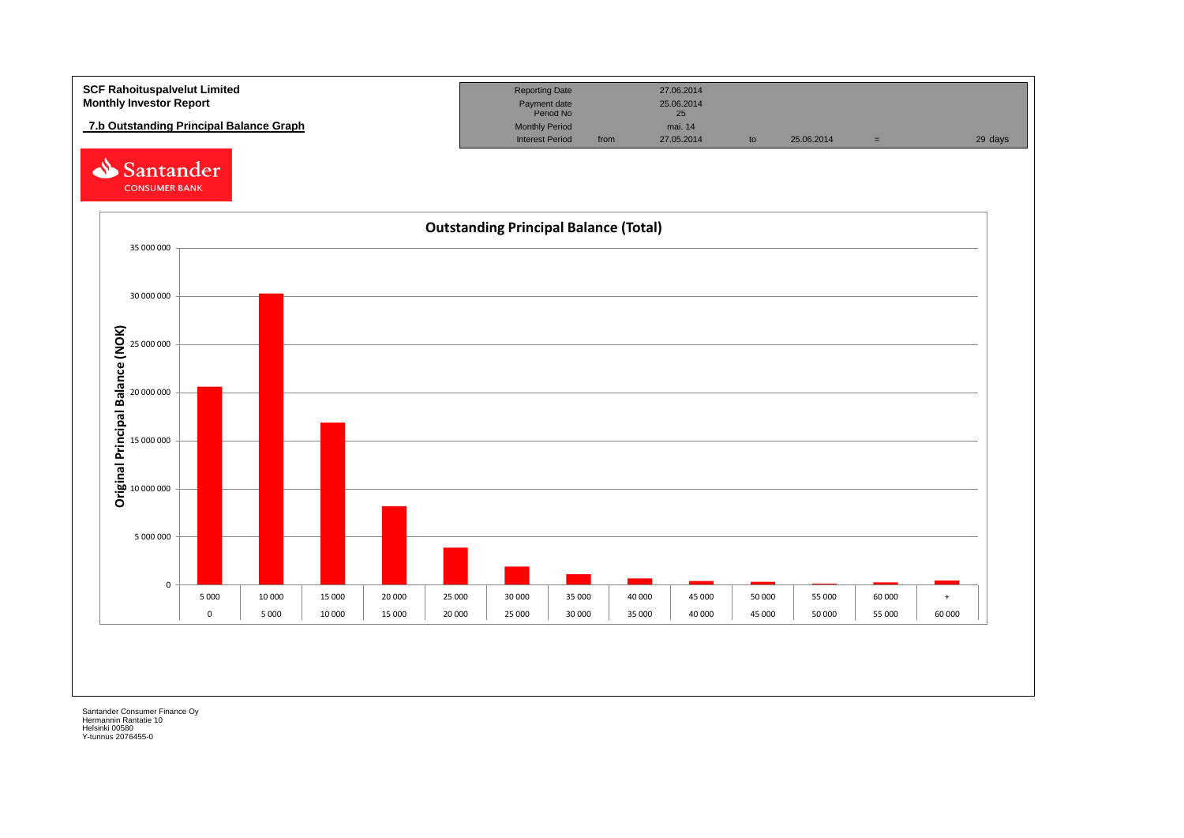**SCF Rahoituspalvelut Limited**
**Monthly Investor Report**

**7.b Outstanding Principal Balance Graph**

| Reporting Date | | 27.06.2014 | | | | |
|---|---|---|---|---|---|---|
| Payment date | | 25.06.2014 | | | | |
| Period No | | 25 | | | | |
| Monthly Period | | mai. 14 | | | | |
| Interest Period | from | 27.05.2014 | to | 25.06.2014 | = | 29 days |

Santander CONSUMER BANK

**Outstanding Principal Balance (Total)**

Original Principal Balance (NOK)

35 000 000
30 000 000
25 000 000
20 000 000
15 000 000
10 000 000
5 000 000
0

| 5 000 | 10 000 | 15 000 | 20 000 | 25 000 | 30 000 | 35 000 | 40 000 | 45 000 | 50 000 | 55 000 | 60 000 | + |
|---|---|---|---|---|---|---|---|---|---|---|---|---|
| 0 | 5 000 | 10 000 | 15 000 | 20 000 | 25 000 | 30 000 | 35 000 | 40 000 | 45 000 | 50 000 | 55 000 | 60 000 |

Santander Consumer Finance Oy
Hermannin Rantatie 10
Helsinki 00580
Y-tunnus 2076455-0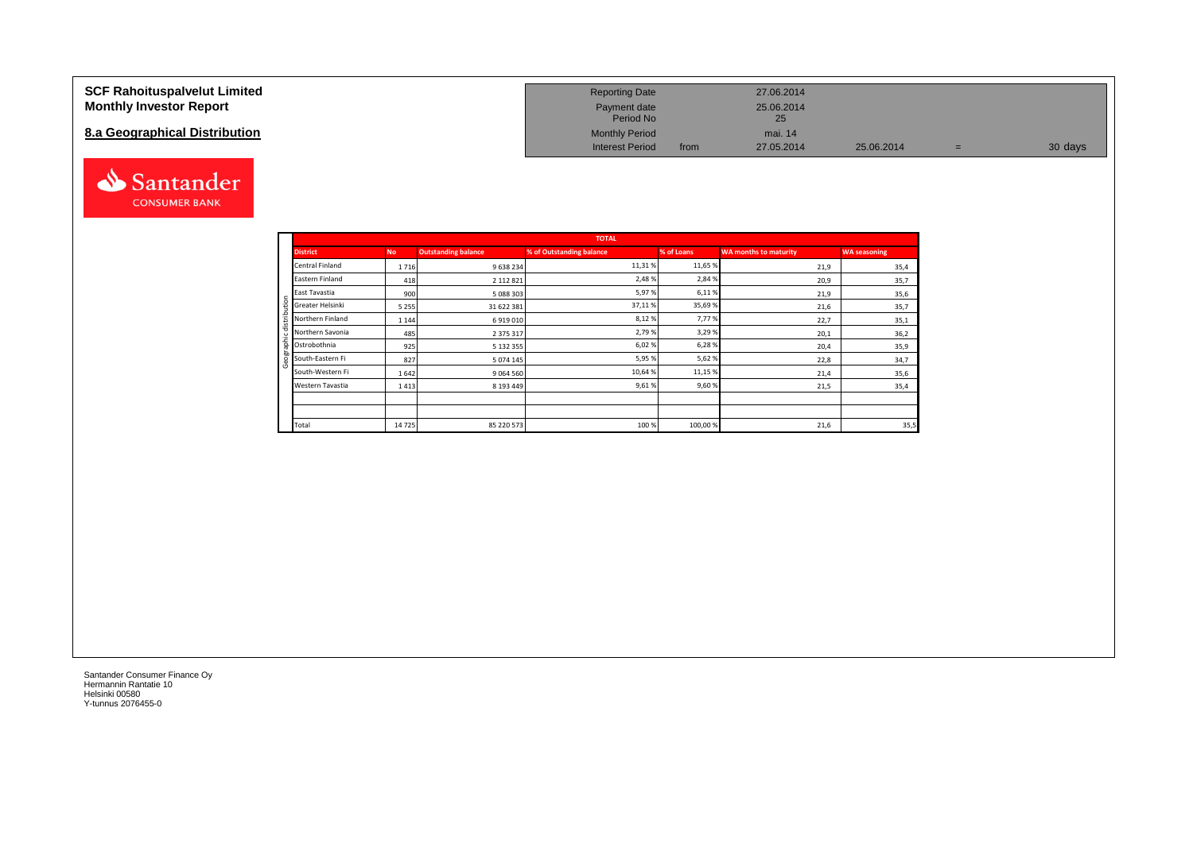# SCF Rahoituspalvelut Limited
# Monthly Investor Report

## 8.a Geographical Distribution

| | | | | |
|---|---|---|---|---|
| Reporting Date | | 27.06.2014 | | |
| Payment date | | 25.06.2014 | | |
| Period No | | 25 | | |
| Monthly Period | | mai. 14 | | |
| Interest Period | from | 27.05.2014 | 25.06.2014 | = 30 days |

| | TOTAL | | | | | |
|---|---|---|---|---|---|---|
| **District** | **No** | **Outstanding balance** | **% of Outstanding balance** | **% of Loans** | **WA months to maturity** | **WA seasoning** |
| Central Finland | 1 716 | 9 638 234 | 11,31 % | 11,65 % | 21,9 | 35,4 |
| Eastern Finland | 418 | 2 112 821 | 2,48 % | 2,84 % | 20,9 | 35,7 |
| East Tavastia | 900 | 5 088 303 | 5,97 % | 6,11 % | 21,9 | 35,6 |
| Greater Helsinki | 5 255 | 31 622 381 | 37,11 % | 35,69 % | 21,6 | 35,7 |
| Northern Finland | 1 144 | 6 919 010 | 8,12 % | 7,77 % | 22,7 | 35,1 |
| Northern Savonia | 485 | 2 375 317 | 2,79 % | 3,29 % | 20,1 | 36,2 |
| Ostrobothnia | 925 | 5 132 355 | 6,02 % | 6,28 % | 20,4 | 35,9 |
| South-Eastern Fi | 827 | 5 074 145 | 5,95 % | 5,62 % | 22,8 | 34,7 |
| South-Western Fi | 1 642 | 9 064 560 | 10,64 % | 11,15 % | 21,4 | 35,6 |
| Western Tavastia | 1 413 | 8 193 449 | 9,61 % | 9,60 % | 21,5 | 35,4 |
| | | | | | | |
| | | | | | | |
| Total | 14 725 | 85 220 573 | 100 % | 100,00 % | 21,6 | 35,5 |

Santander Consumer Finance Oy
Hermannin Rantatie 10
Helsinki 00580
Y-tunnus 2076455-0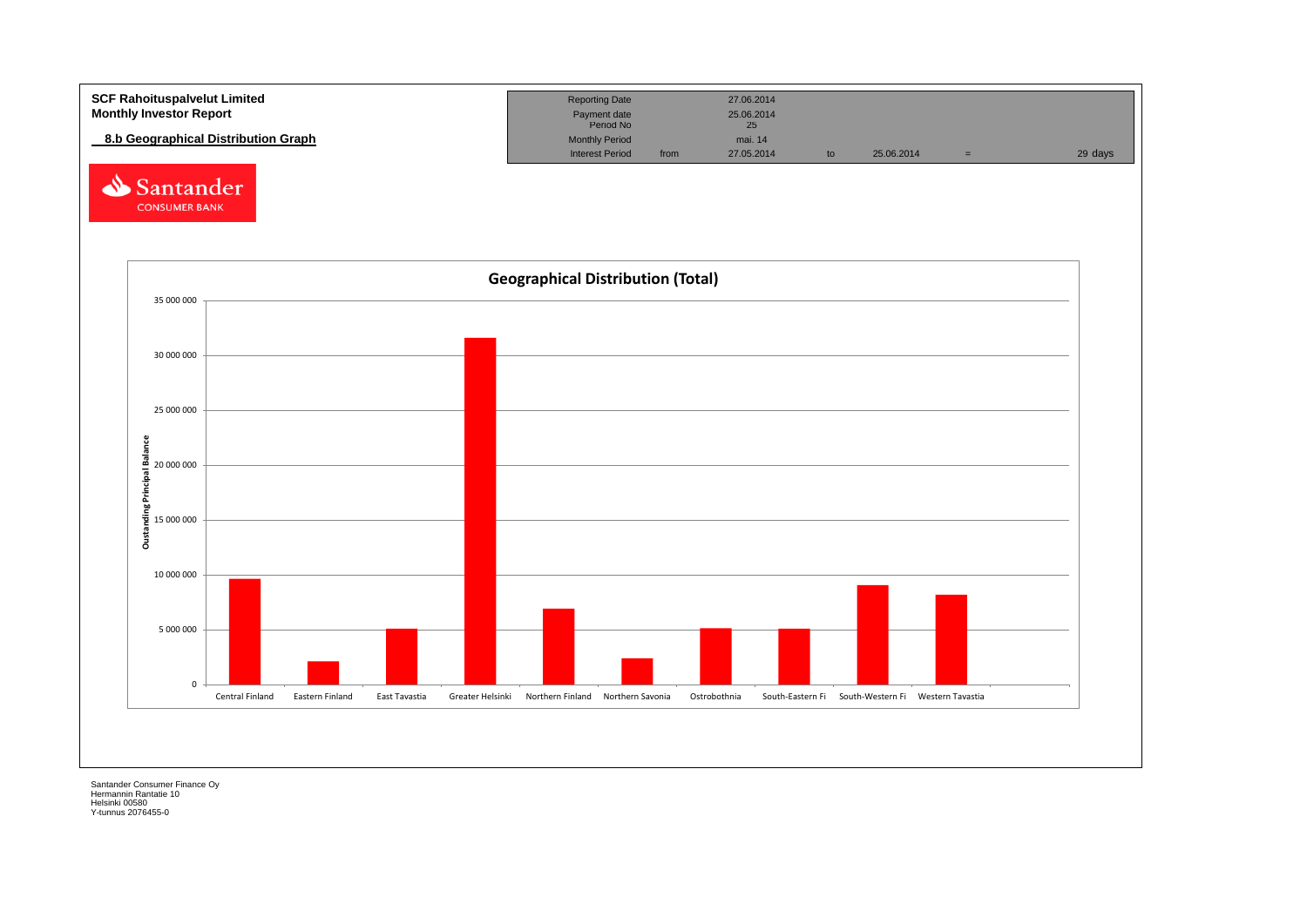**SCF Rahoituspalvelut Limited**
**Monthly Investor Report**

**8.b Geographical Distribution Graph**

| Reporting Date | | 27.06.2014 | | | | |
|---|---|---|---|---|---|---|
| Payment date | | 25.06.2014 | | | | |
| Period No | | 25 | | | | |
| Monthly Period | | mai. 14 | | | | |
| Interest Period | from | 27.05.2014 | to | 25.06.2014 | = | 29 days |

Santander CONSUMER BANK

**Geographical Distribution (Total)**

Oustanding Principal Balance

0 | 5 000 000 | 10 000 000 | 15 000 000 | 20 000 000 | 25 000 000 | 30 000 000 | 35 000 000

Central Finland | Eastern Finland | East Tavastia | Greater Helsinki | Northern Finland | Northern Savonia | Ostrobothnia | South-Eastern Fi | South-Western Fi | Western Tavastia

Santander Consumer Finance Oy
Hermannin Rantatie 10
Helsinki 00580
Y-tunnus 2076455-0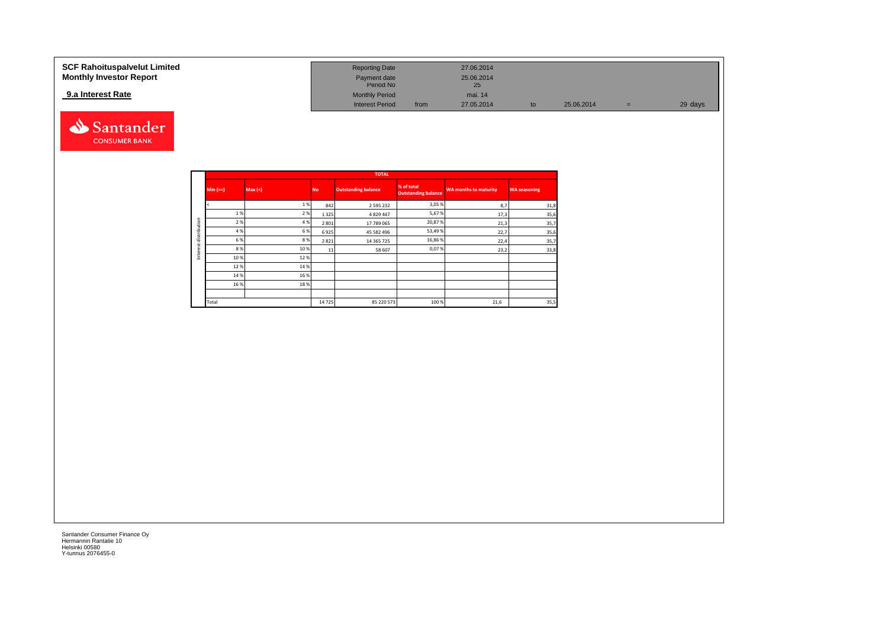**SCF Rahoituspalvelut Limited**
**Monthly Investor Report**

**9.a Interest Rate**

| | | | | | | | |
|---|---|---|---|---|---|---|---|
| Reporting Date | | 27.06.2014 | | | | | |
| Payment date | | 25.06.2014 | | | | | |
| Period No | | 25 | | | | | |
| Monthly Period | | mai. 14 | | | | | |
| Interest Period | from | 27.05.2014 | to | 25.06.2014 | = | 29 days | |

| | TOTAL | | | | | | |
|---|---|---|---|---|---|---|---|
| | Min (>=) | Max (<) | No | Outstanding balance | % of total Outstanding balance | WA months to maturity | WA seasoning |
| Interest distribution | < | 1 % | 842 | 2 595 232 | 3,05 % | 8,7 | 31,8 |
| | 1 % | 2 % | 1 325 | 4 829 447 | 5,67 % | 17,3 | 35,6 |
| | 2 % | 4 % | 2 801 | 17 789 065 | 20,87 % | 21,3 | 35,7 |
| | 4 % | 6 % | 6 925 | 45 582 496 | 53,49 % | 22,7 | 35,6 |
| | 6 % | 8 % | 2 821 | 14 365 725 | 16,86 % | 22,4 | 35,7 |
| | 8 % | 10 % | 11 | 58 607 | 0,07 % | 23,2 | 33,8 |
| | 10 % | 12 % | | | | | |
| | 12 % | 14 % | | | | | |
| | 14 % | 16 % | | | | | |
| | 16 % | 18 % | | | | | |
| | | | | | | | |
| | Total | | 14 725 | 85 220 573 | 100 % | 21,6 | 35,5 |

Santander Consumer Finance Oy
Hermannin Rantatie 10
Helsinki 00580
Y-tunnus 2076455-0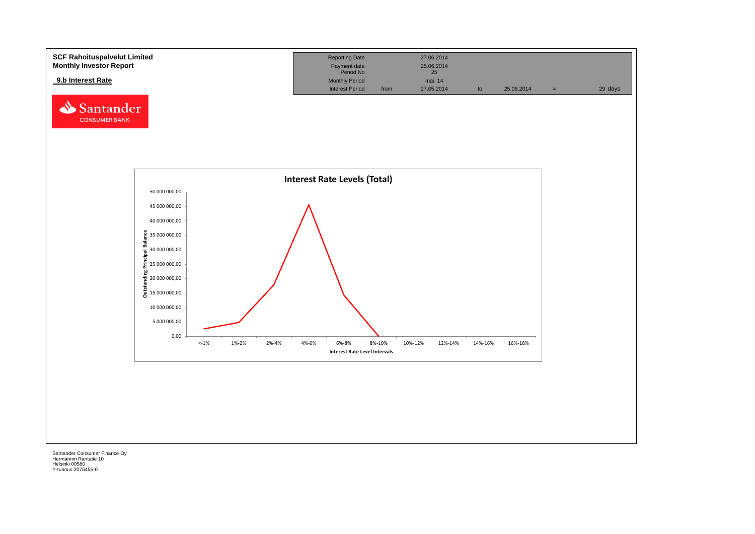**SCF Rahoituspalvelut Limited**
**Monthly Investor Report**

**9.b Interest Rate**

| Reporting Date | | 27.06.2014 | | | | |
|---|---|---|---|---|---|---|
| Payment date | | 25.06.2014 | | | | |
| Period No | | 25 | | | | |
| Monthly Period | | mai. 14 | | | | |
| Interest Period | from | 27.05.2014 | to | 25.06.2014 | = | 29 days |

Santander CONSUMER BANK

**Interest Rate Levels (Total)**

Outstanding Principal Balance

50 000 000,00
45 000 000,00
40 000 000,00
35 000 000,00
30 000 000,00
25 000 000,00
20 000 000,00
15 000 000,00
10 000 000,00
5 000 000,00
0,00

<-1% | 1%-2% | 2%-4% | 4%-6% | 6%-8% | 8%-10% | 10%-12% | 12%-14% | 14%-16% | 16%-18%

Interest Rate Level Intervals

Santander Consumer Finance Oy
Hermannin Rantatie 10
Helsinki 00580
Y-tunnus 2076455-0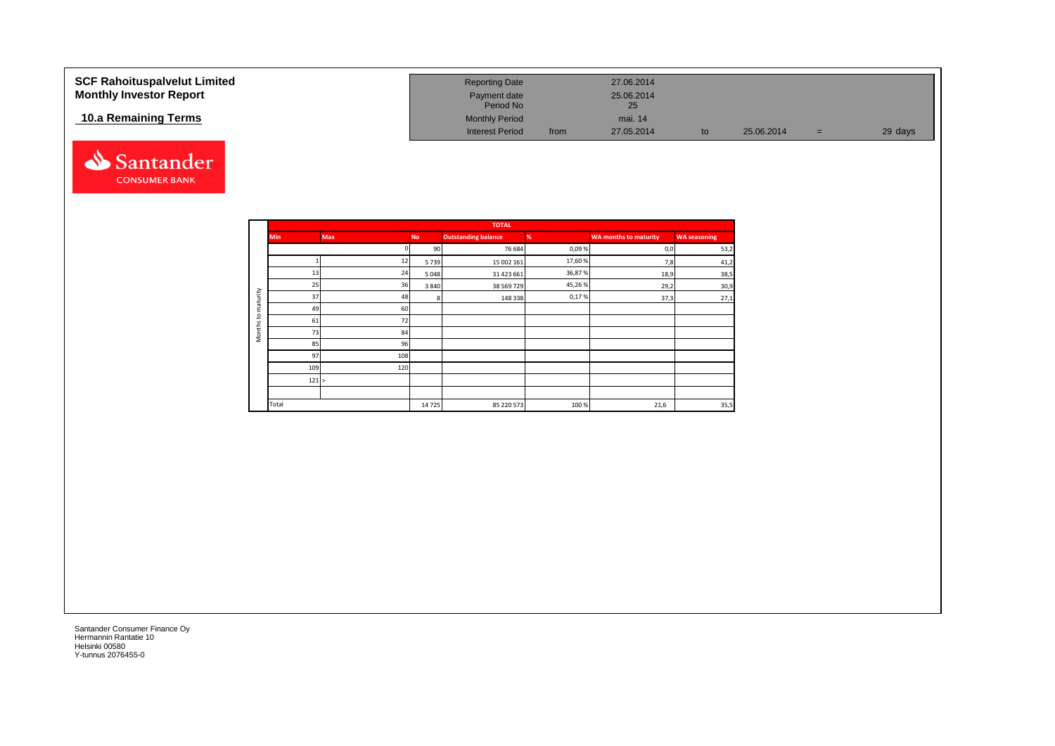# SCF Rahoituspalvelut Limited
# Monthly Investor Report

## 10.a Remaining Terms

| | | | | | | |
|---|---|---|---|---|---|---|
| Reporting Date | | 27.06.2014 | | | | |
| Payment date | | 25.06.2014 | | | | |
| Period No | | 25 | | | | |
| Monthly Period | | mai. 14 | | | | |
| Interest Period | from | 27.05.2014 | to | 25.06.2014 | = | 29 days |

Santander CONSUMER BANK

| | TOTAL | | | | | | |
|---|---|---|---|---|---|---|---|
| | **Min** | **Max** | **No** | **Outstanding balance** | **%** | **WA months to maturity** | **WA seasoning** |
| Months to maturity | | 0 | 90 | 76 684 | 0,09 % | 0,0 | 53,2 |
| | 1 | 12 | 5 739 | 15 002 161 | 17,60 % | 7,8 | 41,2 |
| | 13 | 24 | 5 048 | 31 423 661 | 36,87 % | 18,9 | 38,5 |
| | 25 | 36 | 3 840 | 38 569 729 | 45,26 % | 29,2 | 30,9 |
| | 37 | 48 | 8 | 148 338 | 0,17 % | 37,3 | 27,1 |
| | 49 | 60 | | | | | |
| | 61 | 72 | | | | | |
| | 73 | 84 | | | | | |
| | 85 | 96 | | | | | |
| | 97 | 108 | | | | | |
| | 109 | 120 | | | | | |
| | 121 | > | | | | | |
| | | | | | | | |
| | Total | | 14 725 | 85 220 573 | 100 % | 21,6 | 35,5 |

Santander Consumer Finance Oy
Hermannin Rantatie 10
Helsinki 00580
Y-tunnus 2076455-0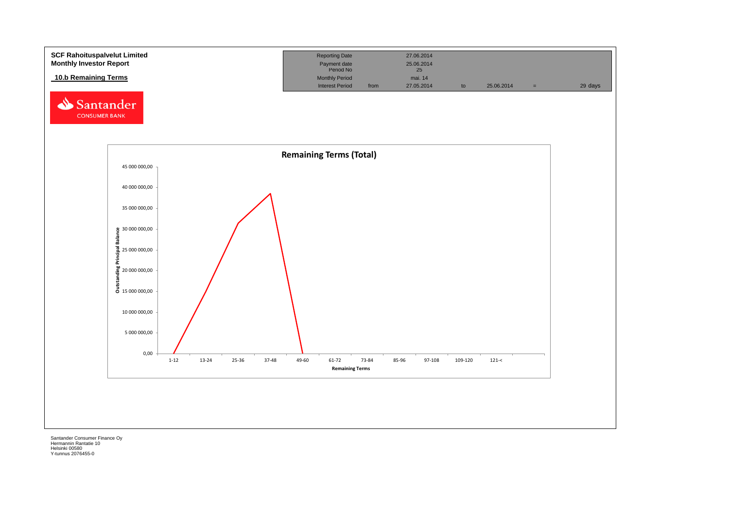**SCF Rahoituspalvelut Limited**
**Monthly Investor Report**

**10.b Remaining Terms**

| Reporting Date | | 27.06.2014 | | | | |
|---|---|---|---|---|---|---|
| Payment date | | 25.06.2014 | | | | |
| Period No | | 25 | | | | |
| Monthly Period | | mai. 14 | | | | |
| Interest Period | from | 27.05.2014 | to | 25.06.2014 | = | 29 days |

**Remaining Terms (Total)**

Outstanding Principal Balance

45 000 000,00
40 000 000,00
35 000 000,00
30 000 000,00
25 000 000,00
20 000 000,00
15 000 000,00
10 000 000,00
5 000 000,00
0,00

1-12 13-24 25-36 37-48 49-60 61-72 73-84 85-96 97-108 109-120 121-<

Remaining Terms

Santander Consumer Finance Oy
Hermannin Rantatie 10
Helsinki 00580
Y-tunnus 2076455-0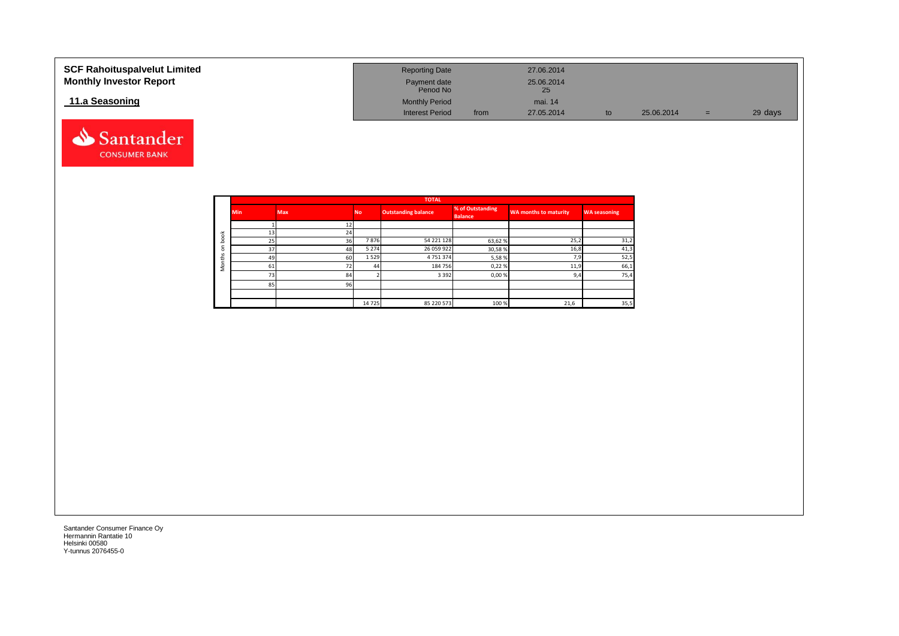# SCF Rahoituspalvelut Limited
## Monthly Investor Report

### 11.a Seasoning

| Reporting Date | | 27.06.2014 | | | | |
|---|---|---|---|---|---|---|
| Payment date | | 25.06.2014 | | | | |
| Period No | | 25 | | | | |
| Monthly Period | | mai. 14 | | | | |
| Interest Period | from | 27.05.2014 | to | 25.06.2014 | = | 29 days |

| | TOTAL | | | | | | |
|---|---|---|---|---|---|---|---|
| | Min | Max | No | Outstanding balance | % of Outstanding Balance | WA months to maturity | WA seasoning |
| Months on book | 1 | 12 | | | | | |
| | 13 | 24 | | | | | |
| | 25 | 36 | 7 876 | 54 221 128 | 63,62 % | 25,2 | 31,2 |
| | 37 | 48 | 5 274 | 26 059 922 | 30,58 % | 16,8 | 41,3 |
| | 49 | 60 | 1 529 | 4 751 374 | 5,58 % | 7,9 | 52,5 |
| | 61 | 72 | 44 | 184 756 | 0,22 % | 11,9 | 66,1 |
| | 73 | 84 | 2 | 3 392 | 0,00 % | 9,4 | 75,4 |
| | 85 | 96 | | | | | |
| | | | | | | | |
| | | | 14 725 | 85 220 573 | 100 % | 21,6 | 35,5 |

Santander Consumer Finance Oy
Hermannin Rantatie 10
Helsinki 00580
Y-tunnus 2076455-0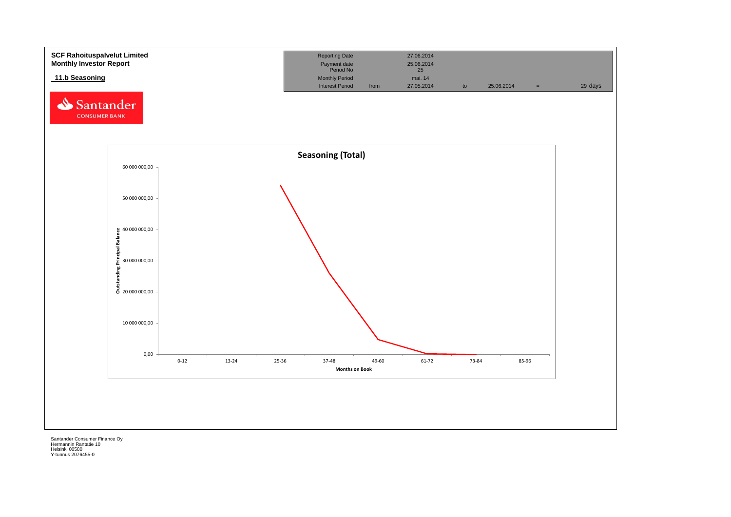**SCF Rahoituspalvelut Limited**
**Monthly Investor Report**

## 11.b Seasoning

| | | | | | | |
|---|---|---|---|---|---|---|
| Reporting Date | | 27.06.2014 | | | | |
| Payment date | | 25.06.2014 | | | | |
| Period No | | 25 | | | | |
| Monthly Period | | mai. 14 | | | | |
| Interest Period | from | 27.05.2014 | to | 25.06.2014 | = | 29 days |

Santander CONSUMER BANK

**Seasoning (Total)**

Outstanding Principal Balance: 60 000 000,00; 50 000 000,00; 40 000 000,00; 30 000 000,00; 20 000 000,00; 10 000 000,00; 0,00

Months on Book: 0-12; 13-24; 25-36; 37-48; 49-60; 61-72; 73-84; 85-96

Santander Consumer Finance Oy
Hermannin Rantatie 10
Helsinki 00580
Y-tunnus 2076455-0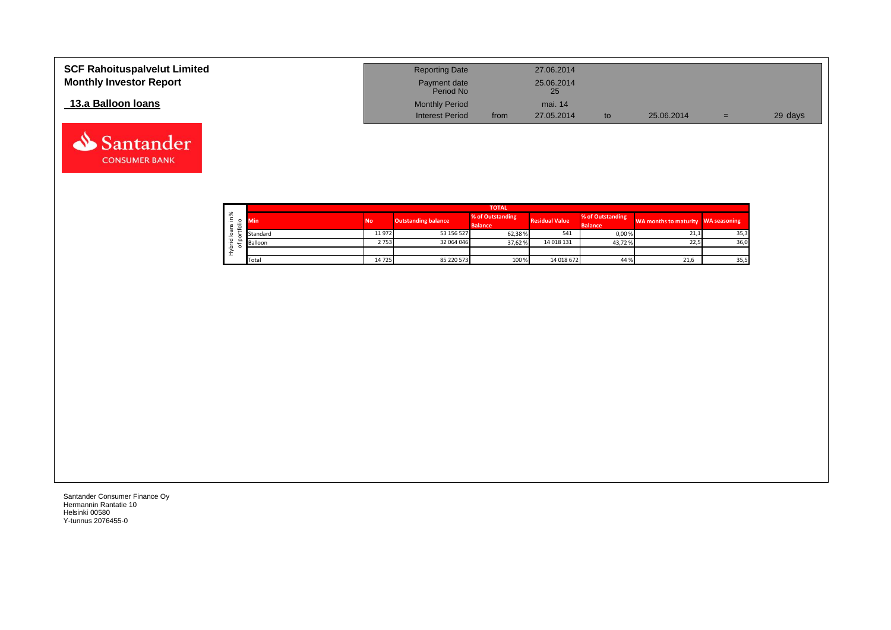**SCF Rahoituspalvelut Limited**
**Monthly Investor Report**

**13.a Balloon loans**

| | | | | | | |
|---|---|---|---|---|---|---|
| Reporting Date | | 27.06.2014 | | | | |
| Payment date | | 25.06.2014 | | | | |
| Period No | | 25 | | | | |
| Monthly Period | | mai. 14 | | | | |
| Interest Period | from | 27.05.2014 | to | 25.06.2014 | = | 29 days |

| Hybrid loans in % of portfolio | TOTAL | | | | | | | |
|---|---|---|---|---|---|---|---|---|
| | Min | No | Outstanding balance | % of Outstanding Balance | Residual Value | % of Outstanding Balance | WA months to maturity | WA seasoning |
| | Standard | 11 972 | 53 156 527 | 62,38 % | 541 | 0,00 % | 21,1 | 35,3 |
| | Balloon | 2 753 | 32 064 046 | 37,62 % | 14 018 131 | 43,72 % | 22,5 | 36,0 |
| | | | | | | | | |
| | Total | 14 725 | 85 220 573 | 100 % | 14 018 672 | 44 % | 21,6 | 35,5 |

Santander Consumer Finance Oy
Hermannin Rantatie 10
Helsinki 00580
Y-tunnus 2076455-0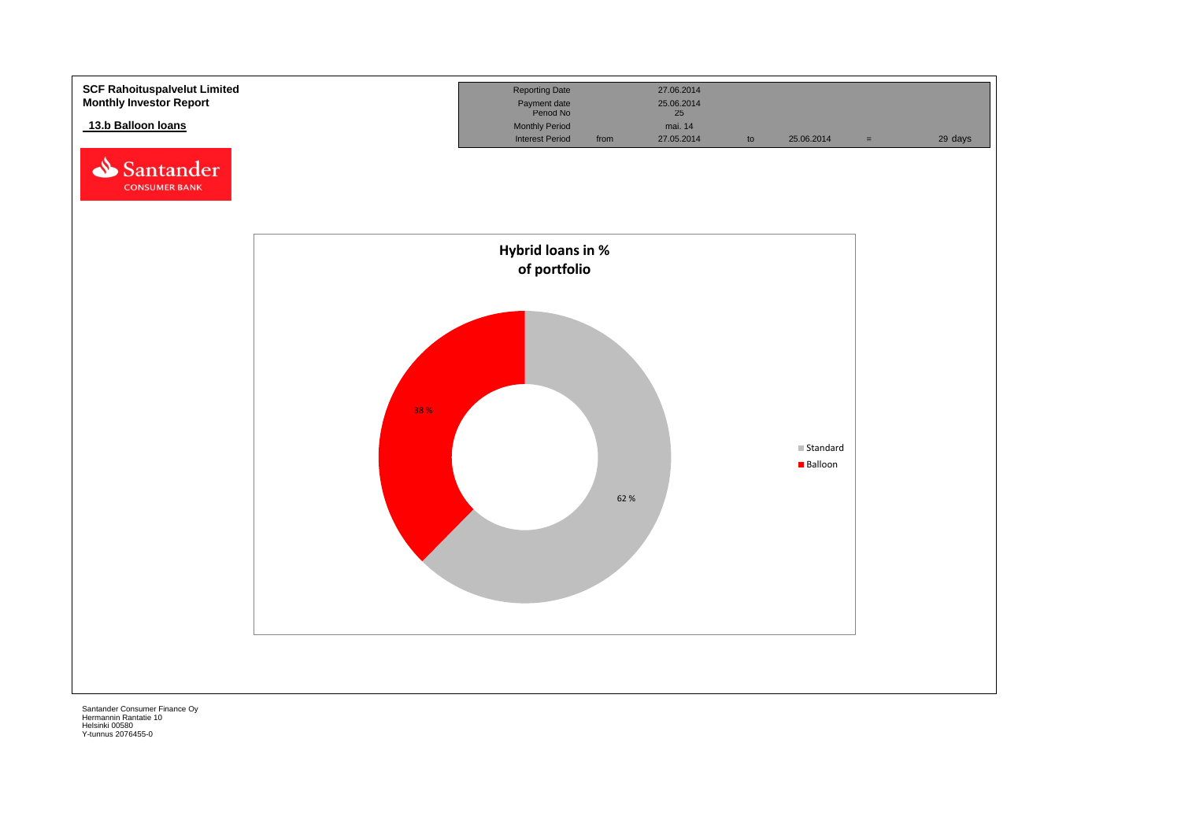**SCF Rahoituspalvelut Limited**
**Monthly Investor Report**

## 13.b Balloon loans

| Reporting Date | | 27.06.2014 | | | | |
|---|---|---|---|---|---|---|
| Payment date | | 25.06.2014 | | | | |
| Period No | | 25 | | | | |
| Monthly Period | | mai. 14 | | | | |
| Interest Period | from | 27.05.2014 | to | 25.06.2014 | = | 29 days |

**Hybrid loans in % of portfolio**

| | % |
|---|---|
| Standard | 62 % |
| Balloon | 38 % |

Santander Consumer Finance Oy
Hermannin Rantatie 10
Helsinki 00580
Y-tunnus 2076455-0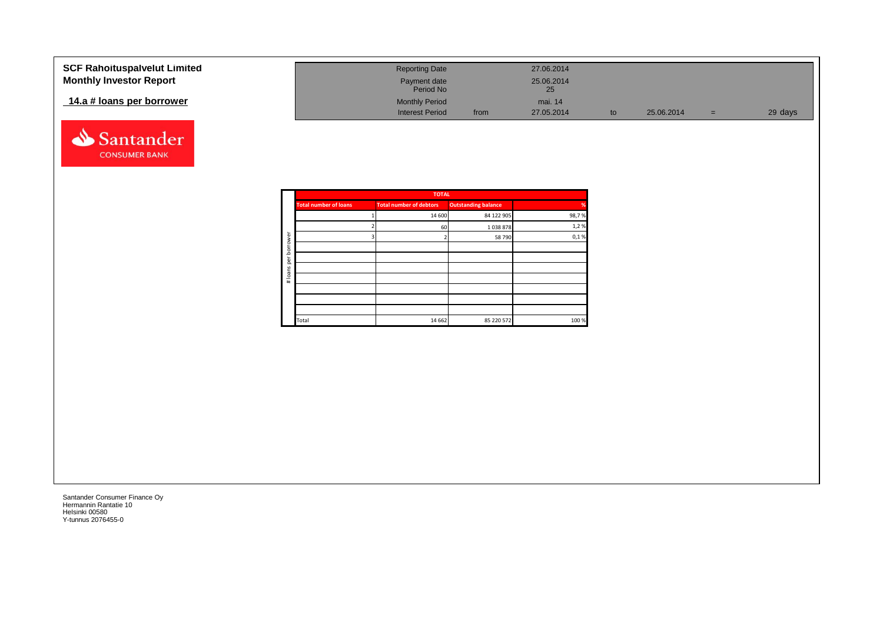**SCF Rahoituspalvelut Limited**
**Monthly Investor Report**

## 14.a # loans per borrower

| | | | | | | |
|---|---|---|---|---|---|---|
| Reporting Date | | 27.06.2014 | | | | |
| Payment date | | 25.06.2014 | | | | |
| Period No | | 25 | | | | |
| Monthly Period | | mai. 14 | | | | |
| Interest Period | from | 27.05.2014 | to | 25.06.2014 | = | 29 days |

Santander CONSUMER BANK

# loans per borrower

| TOTAL | | | |
|---|---|---|---|
| Total number of loans | Total number of debtors | Outstanding balance | % |
| 1 | 14 600 | 84 122 905 | 98,7 % |
| 2 | 60 | 1 038 878 | 1,2 % |
| 3 | 2 | 58 790 | 0,1 % |
| | | | |
| | | | |
| | | | |
| | | | |
| | | | |
| | | | |
| | | | |
| Total | 14 662 | 85 220 572 | 100 % |

Santander Consumer Finance Oy
Hermannin Rantatie 10
Helsinki 00580
Y-tunnus 2076455-0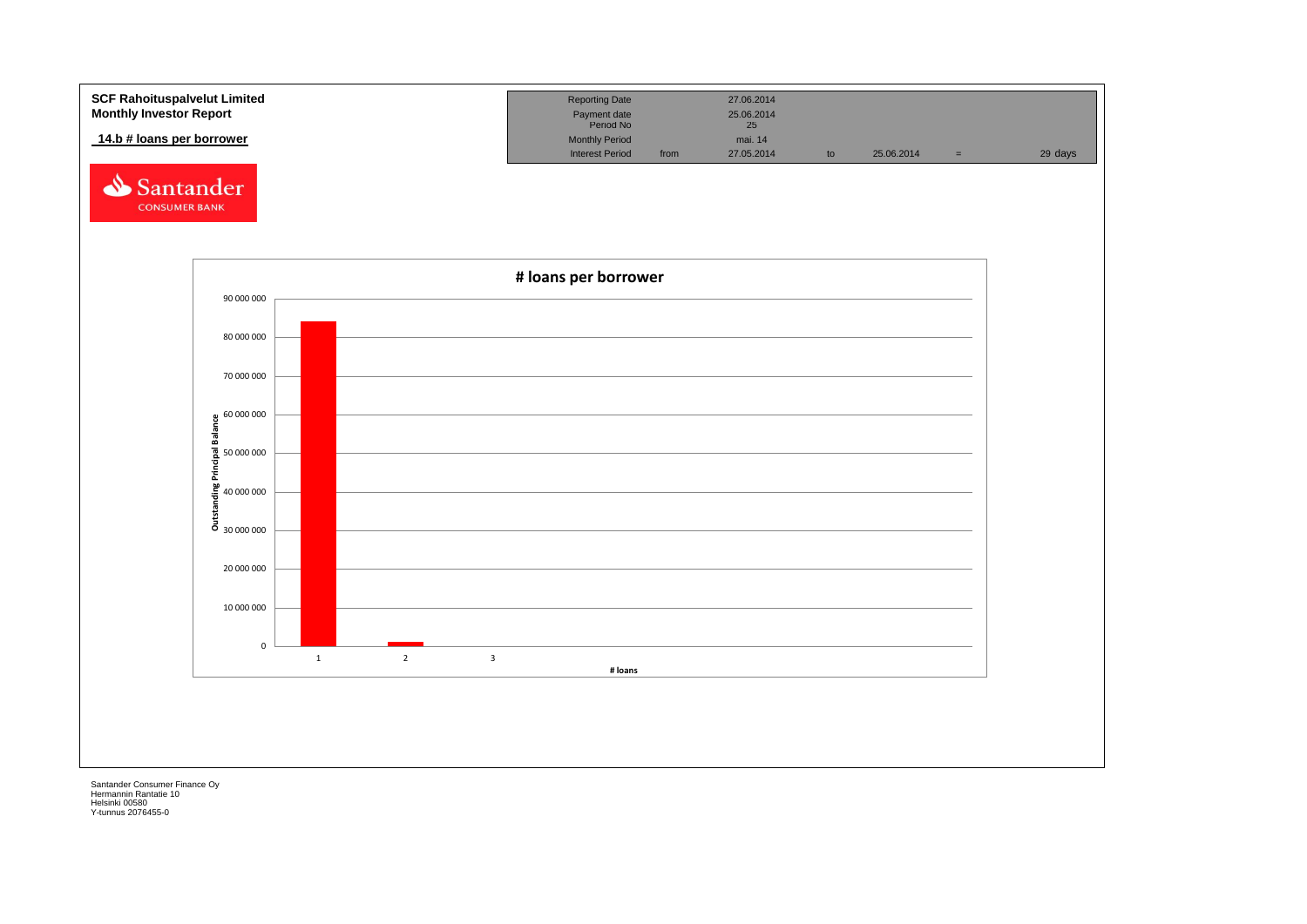**SCF Rahoituspalvelut Limited**
**Monthly Investor Report**

**14.b # loans per borrower**

| Reporting Date | | 27.06.2014 | | | | |
|---|---|---|---|---|---|---|
| Payment date | | 25.06.2014 | | | | |
| Period No | | 25 | | | | |
| Monthly Period | | mai. 14 | | | | |
| Interest Period | from | 27.05.2014 | to | 25.06.2014 | = | 29 days |

**# loans per borrower**

Outstanding Principal Balance

90 000 000
80 000 000
70 000 000
60 000 000
50 000 000
40 000 000
30 000 000
20 000 000
10 000 000
0

1 2 3

# loans

Santander Consumer Finance Oy
Hermannin Rantatie 10
Helsinki 00580
Y-tunnus 2076455-0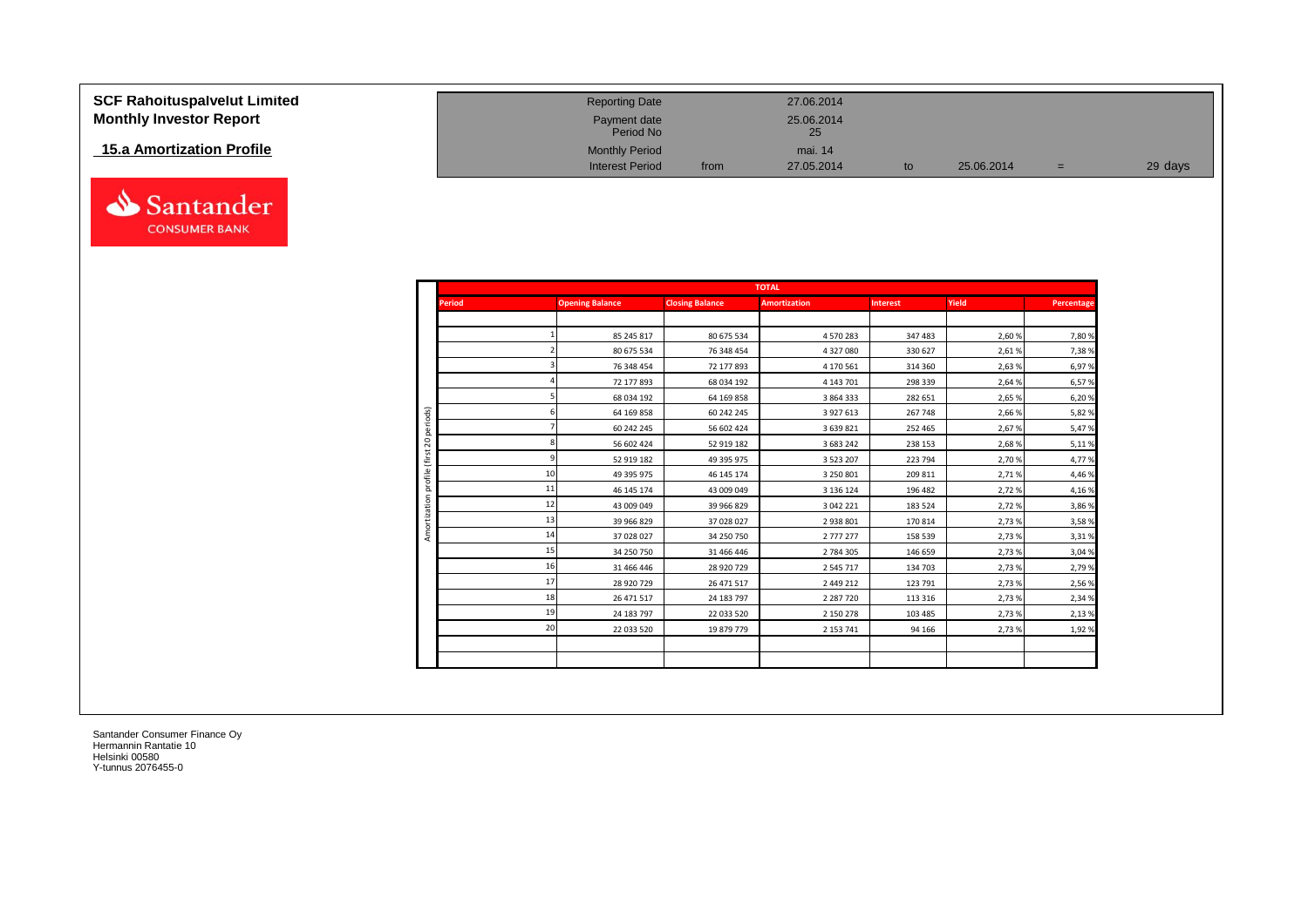**SCF Rahoituspalvelut Limited**
**Monthly Investor Report**

## 15.a Amortization Profile

| | | | | | | |
|---|---|---|---|---|---|---|
| Reporting Date | | 27.06.2014 | | | | |
| Payment date | | 25.06.2014 | | | | |
| Period No | | 25 | | | | |
| Monthly Period | | mai. 14 | | | | |
| Interest Period | from | 27.05.2014 | to | 25.06.2014 | = | 29 days |

Amortization profile (first 20 periods)

| TOTAL | | | | | | |
|---|---|---|---|---|---|---|
| Period | Opening Balance | Closing Balance | Amortization | Interest | Yield | Percentage |
| 1 | 85 245 817 | 80 675 534 | 4 570 283 | 347 483 | 2,60 % | 7,80 % |
| 2 | 80 675 534 | 76 348 454 | 4 327 080 | 330 627 | 2,61 % | 7,38 % |
| 3 | 76 348 454 | 72 177 893 | 4 170 561 | 314 360 | 2,63 % | 6,97 % |
| 4 | 72 177 893 | 68 034 192 | 4 143 701 | 298 339 | 2,64 % | 6,57 % |
| 5 | 68 034 192 | 64 169 858 | 3 864 333 | 282 651 | 2,65 % | 6,20 % |
| 6 | 64 169 858 | 60 242 245 | 3 927 613 | 267 748 | 2,66 % | 5,82 % |
| 7 | 60 242 245 | 56 602 424 | 3 639 821 | 252 465 | 2,67 % | 5,47 % |
| 8 | 56 602 424 | 52 919 182 | 3 683 242 | 238 153 | 2,68 % | 5,11 % |
| 9 | 52 919 182 | 49 395 975 | 3 523 207 | 223 794 | 2,70 % | 4,77 % |
| 10 | 49 395 975 | 46 145 174 | 3 250 801 | 209 811 | 2,71 % | 4,46 % |
| 11 | 46 145 174 | 43 009 049 | 3 136 124 | 196 482 | 2,72 % | 4,16 % |
| 12 | 43 009 049 | 39 966 829 | 3 042 221 | 183 524 | 2,72 % | 3,86 % |
| 13 | 39 966 829 | 37 028 027 | 2 938 801 | 170 814 | 2,73 % | 3,58 % |
| 14 | 37 028 027 | 34 250 750 | 2 777 277 | 158 539 | 2,73 % | 3,31 % |
| 15 | 34 250 750 | 31 466 446 | 2 784 305 | 146 659 | 2,73 % | 3,04 % |
| 16 | 31 466 446 | 28 920 729 | 2 545 717 | 134 703 | 2,73 % | 2,79 % |
| 17 | 28 920 729 | 26 471 517 | 2 449 212 | 123 791 | 2,73 % | 2,56 % |
| 18 | 26 471 517 | 24 183 797 | 2 287 720 | 113 316 | 2,73 % | 2,34 % |
| 19 | 24 183 797 | 22 033 520 | 2 150 278 | 103 485 | 2,73 % | 2,13 % |
| 20 | 22 033 520 | 19 879 779 | 2 153 741 | 94 166 | 2,73 % | 1,92 % |

Santander Consumer Finance Oy
Hermannin Rantatie 10
Helsinki 00580
Y-tunnus 2076455-0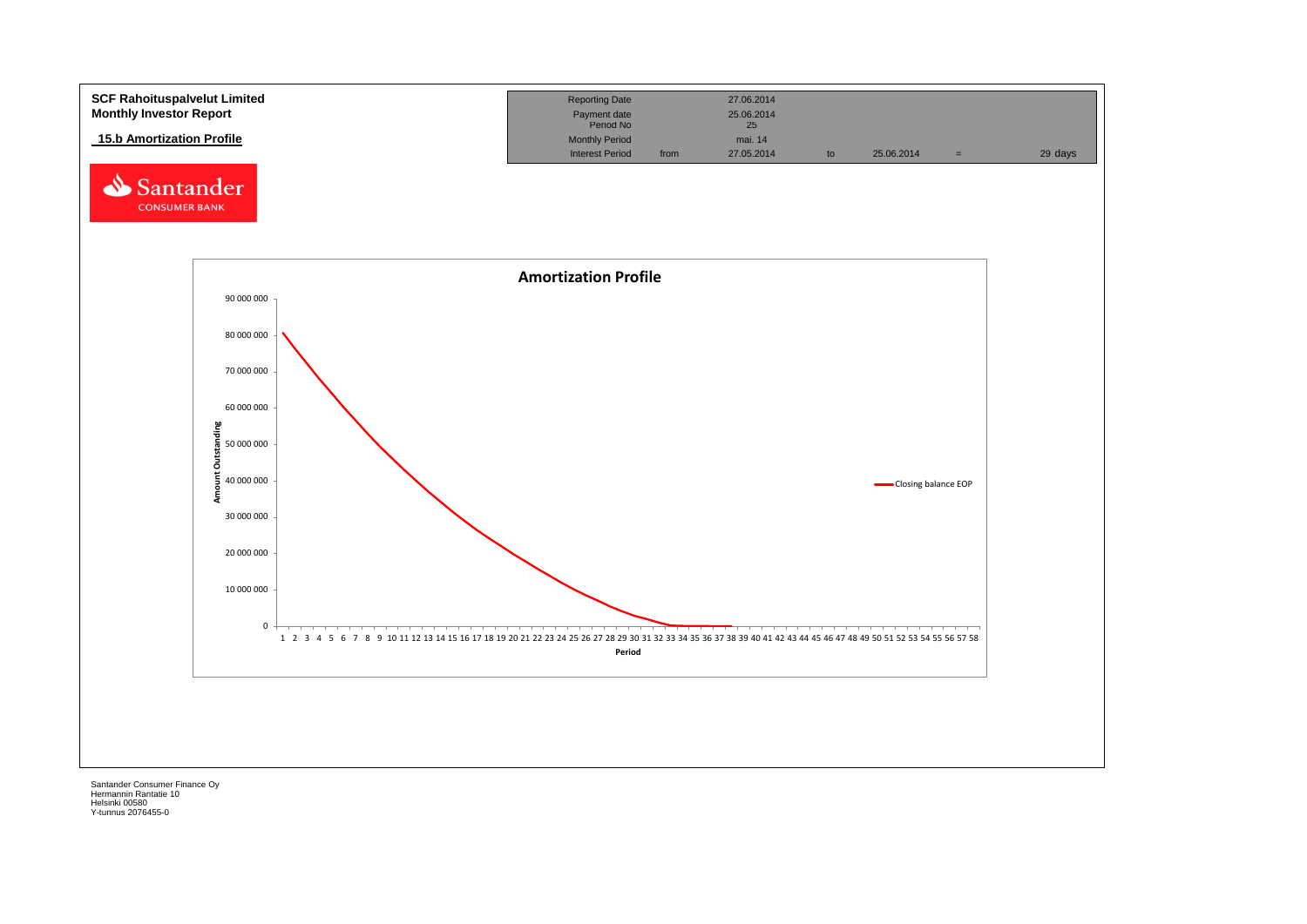**SCF Rahoituspalvelut Limited**
**Monthly Investor Report**

**15.b Amortization Profile**

| Reporting Date | | 27.06.2014 | | | | |
|---|---|---|---|---|---|---|
| Payment date | | 25.06.2014 | | | | |
| Period No | | 25 | | | | |
| Monthly Period | | mai. 14 | | | | |
| Interest Period | from | 27.05.2014 | to | 25.06.2014 | = | 29 days |

**Amortization Profile**

Amount Outstanding: 0; 10 000 000; 20 000 000; 30 000 000; 40 000 000; 50 000 000; 60 000 000; 70 000 000; 80 000 000; 90 000 000

Period: 1 2 3 4 5 6 7 8 9 10 11 12 13 14 15 16 17 18 19 20 21 22 23 24 25 26 27 28 29 30 31 32 33 34 35 36 37 38 39 40 41 42 43 44 45 46 47 48 49 50 51 52 53 54 55 56 57 58

Closing balance EOP

Santander Consumer Finance Oy
Hermannin Rantatie 10
Helsinki 00580
Y-tunnus 2076455-0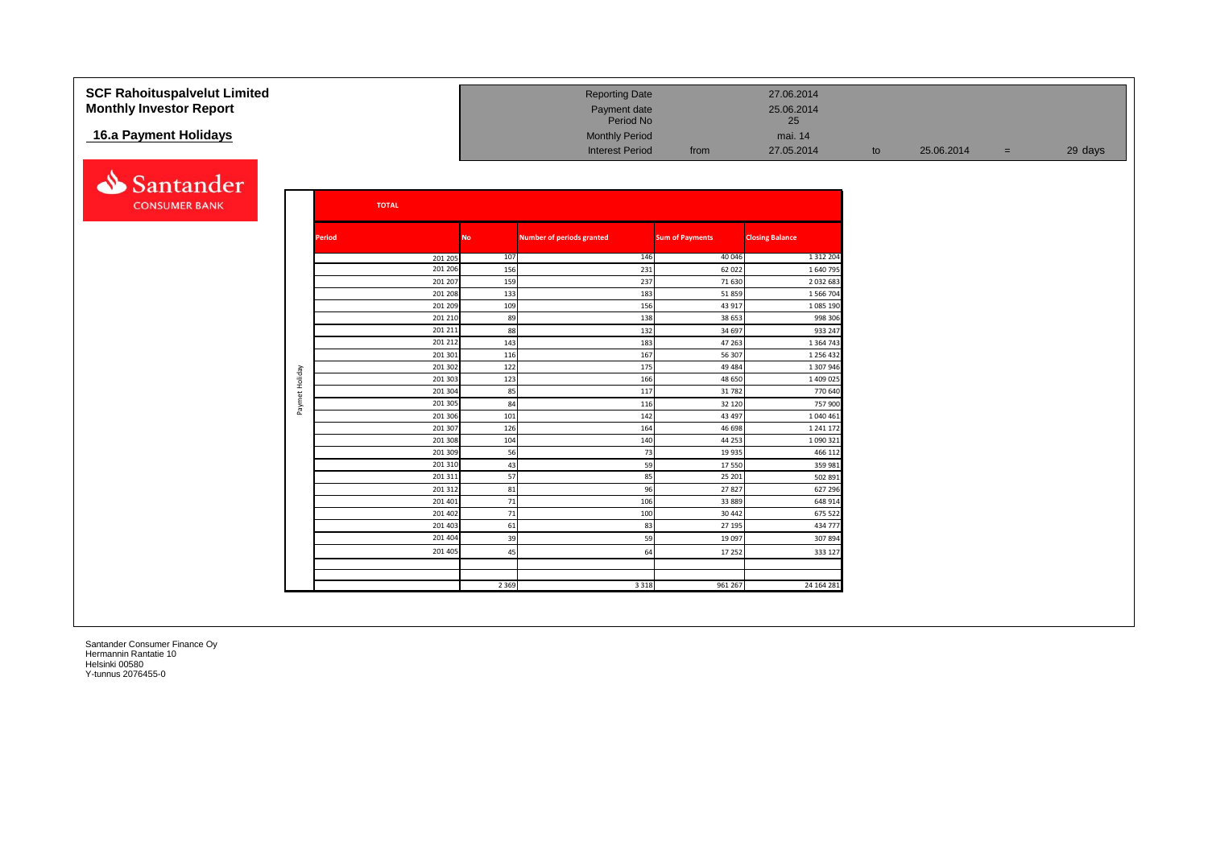# SCF Rahoituspalvelut Limited
# Monthly Investor Report

## 16.a Payment Holidays

| | | | | | | | |
|---|---|---|---|---|---|---|---|
| Reporting Date | | 27.06.2014 | | | | | |
| Payment date | | 25.06.2014 | | | | | |
| Period No | | 25 | | | | | |
| Monthly Period | | mai. 14 | | | | | |
| Interest Period | from | 27.05.2014 | to | 25.06.2014 | = | 29 days |

Santander CONSUMER BANK

**TOTAL**

| | Period | No | Number of periods granted | Sum of Payments | Closing Balance |
|---|---|---|---|---|---|
| Paymet Holiday | 201 205 | 107 | 146 | 40 046 | 1 312 204 |
| | 201 206 | 156 | 231 | 62 022 | 1 640 795 |
| | 201 207 | 159 | 237 | 71 630 | 2 032 683 |
| | 201 208 | 133 | 183 | 51 859 | 1 566 704 |
| | 201 209 | 109 | 156 | 43 917 | 1 085 190 |
| | 201 210 | 89 | 138 | 38 653 | 998 306 |
| | 201 211 | 88 | 132 | 34 697 | 933 247 |
| | 201 212 | 143 | 183 | 47 263 | 1 364 743 |
| | 201 301 | 116 | 167 | 56 307 | 1 256 432 |
| | 201 302 | 122 | 175 | 49 484 | 1 307 946 |
| | 201 303 | 123 | 166 | 48 650 | 1 409 025 |
| | 201 304 | 85 | 117 | 31 782 | 770 640 |
| | 201 305 | 84 | 116 | 32 120 | 757 900 |
| | 201 306 | 101 | 142 | 43 497 | 1 040 461 |
| | 201 307 | 126 | 164 | 46 698 | 1 241 172 |
| | 201 308 | 104 | 140 | 44 253 | 1 090 321 |
| | 201 309 | 56 | 73 | 19 935 | 466 112 |
| | 201 310 | 43 | 59 | 17 550 | 359 981 |
| | 201 311 | 57 | 85 | 25 201 | 502 891 |
| | 201 312 | 81 | 96 | 27 827 | 627 296 |
| | 201 401 | 71 | 106 | 33 889 | 648 914 |
| | 201 402 | 71 | 100 | 30 442 | 675 522 |
| | 201 403 | 61 | 83 | 27 195 | 434 777 |
| | 201 404 | 39 | 59 | 19 097 | 307 894 |
| | 201 405 | 45 | 64 | 17 252 | 333 127 |
| | | | | | |
| | | 2 369 | 3 318 | 961 267 | 24 164 281 |

Santander Consumer Finance Oy
Hermannin Rantatie 10
Helsinki 00580
Y-tunnus 2076455-0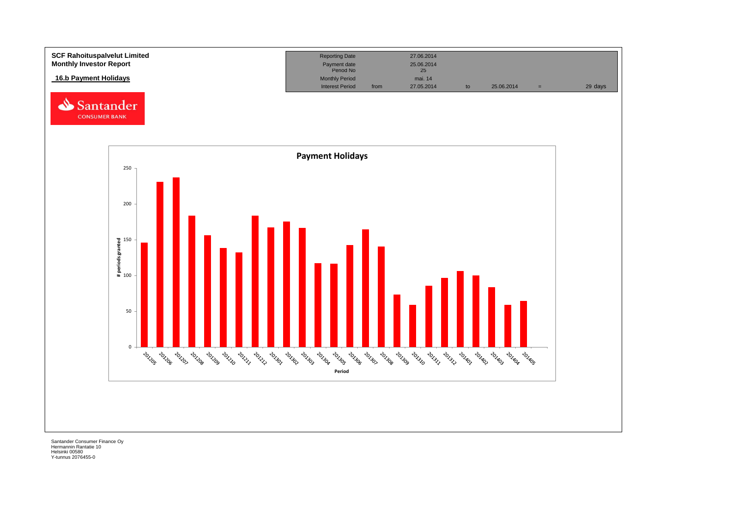**SCF Rahoituspalvelut Limited**
**Monthly Investor Report**

**16.b Payment Holidays**

| Reporting Date | | 27.06.2014 | | | | |
|---|---|---|---|---|---|---|
| Payment date | | 25.06.2014 | | | | |
| Period No | | 25 | | | | |
| Monthly Period | | mai. 14 | | | | |
| Interest Period | from | 27.05.2014 | to | 25.06.2014 | = | 29 days |

**Payment Holidays**

| Period | # periods granted |
|---|---|
| 201205 | 146 |
| 201206 | 231 |
| 201207 | 237 |
| 201208 | 183 |
| 201209 | 156 |
| 201210 | 138 |
| 201211 | 132 |
| 201212 | 183 |
| 201301 | 167 |
| 201302 | 175 |
| 201303 | 166 |
| 201304 | 117 |
| 201305 | 116 |
| 201306 | 142 |
| 201307 | 164 |
| 201308 | 140 |
| 201309 | 73 |
| 201310 | 59 |
| 201311 | 86 |
| 201312 | 97 |
| 201401 | 106 |
| 201402 | 100 |
| 201403 | 84 |
| 201404 | 59 |
| 201405 | 64 |

Santander Consumer Finance Oy
Hermannin Rantatie 10
Helsinki 00580
Y-tunnus 2076455-0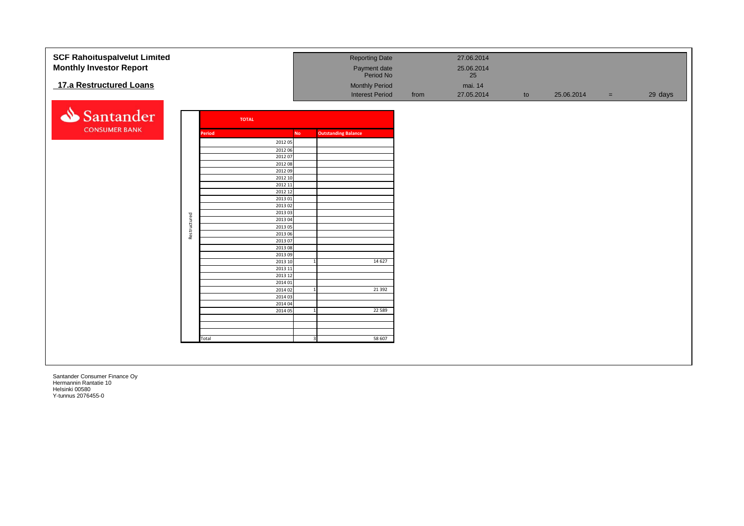**SCF Rahoituspalvelut Limited**
**Monthly Investor Report**

## 17.a Restructured Loans

| | | | | | |
|---|---|---|---|---|---|
| Reporting Date | | 27.06.2014 | | | |
| Payment date | | 25.06.2014 | | | |
| Period No | | 25 | | | |
| Monthly Period | | mai. 14 | | | |
| Interest Period | from | 27.05.2014 | to | 25.06.2014 | = 29 days |

**TOTAL**

| | Period | No | Outstanding Balance |
|---|---|---|---|
| Restructured | 2012 05 | | |
| | 2012 06 | | |
| | 2012 07 | | |
| | 2012 08 | | |
| | 2012 09 | | |
| | 2012 10 | | |
| | 2012 11 | | |
| | 2012 12 | | |
| | 2013 01 | | |
| | 2013 02 | | |
| | 2013 03 | | |
| | 2013 04 | | |
| | 2013 05 | | |
| | 2013 06 | | |
| | 2013 07 | | |
| | 2013 08 | | |
| | 2013 09 | | |
| | 2013 10 | 1 | 14 627 |
| | 2013 11 | | |
| | 2013 12 | | |
| | 2014 01 | | |
| | 2014 02 | 1 | 21 392 |
| | 2014 03 | | |
| | 2014 04 | | |
| | 2014 05 | 1 | 22 589 |
| | | | |
| | | | |
| | | | |
| | Total | 3 | 58 607 |

Santander Consumer Finance Oy
Hermannin Rantatie 10
Helsinki 00580
Y-tunnus 2076455-0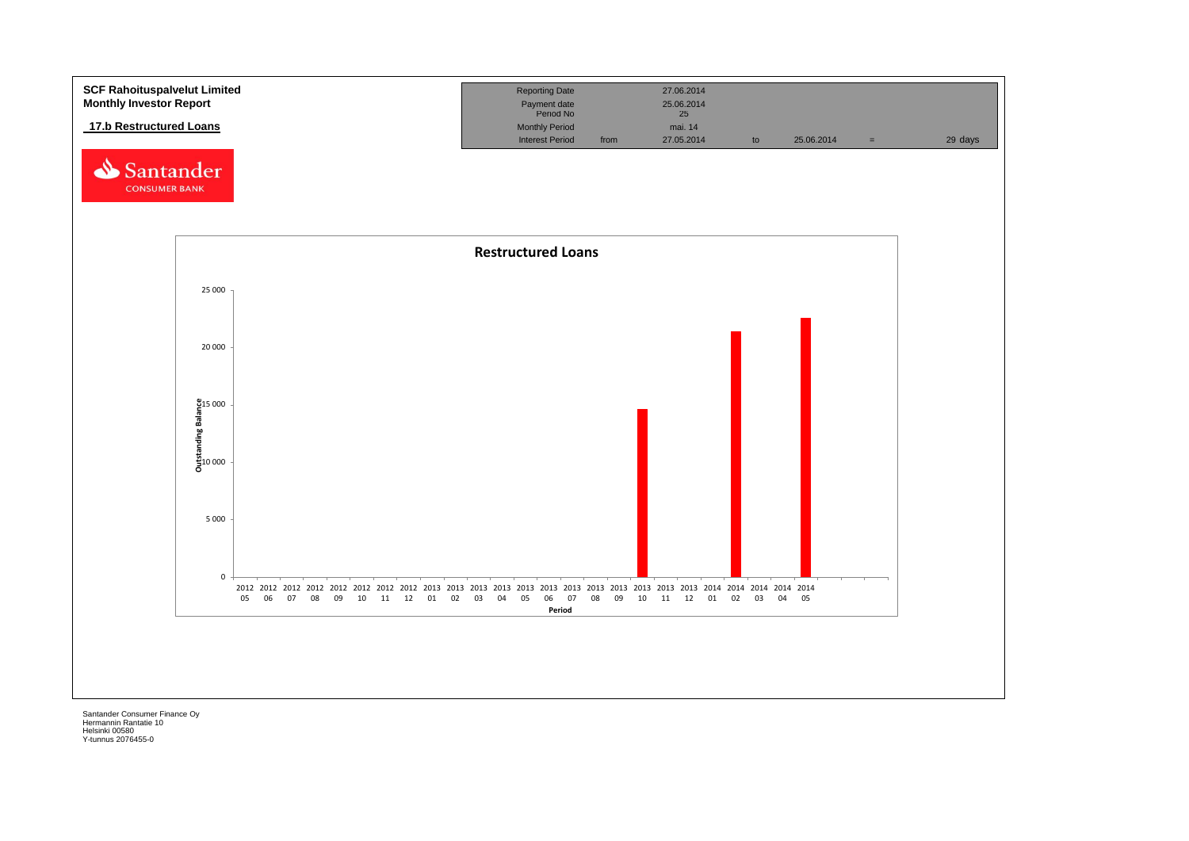**SCF Rahoituspalvelut Limited**
**Monthly Investor Report**

## 17.b Restructured Loans

| Reporting Date | | 27.06.2014 | | | | |
|---|---|---|---|---|---|---|
| Payment date | | 25.06.2014 | | | | |
| Period No | | 25 | | | | |
| Monthly Period | | mai. 14 | | | | |
| Interest Period | from | 27.05.2014 | to | 25.06.2014 | = | 29 days |

**Restructured Loans**

Outstanding Balance (y-axis: 0 – 25 000); Period (x-axis: 2012 05 – 2014 05)

Santander Consumer Finance Oy
Hermannin Rantatie 10
Helsinki 00580
Y-tunnus 2076455-0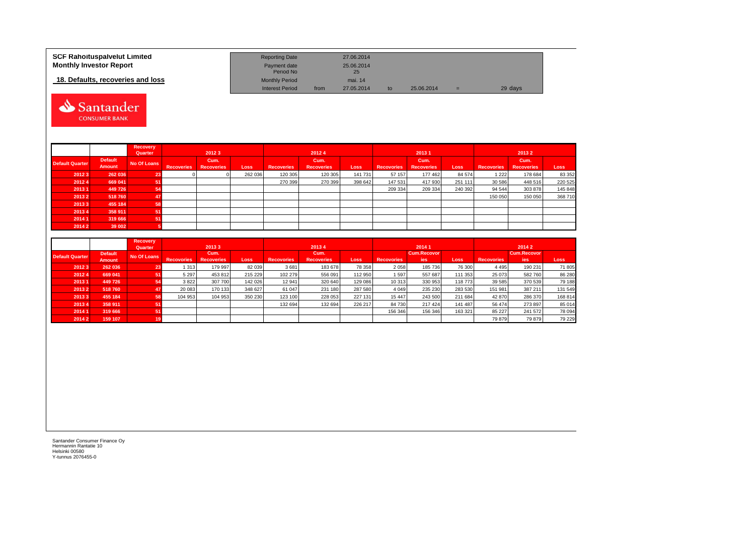**SCF Rahoituspalvelut Limited**
**Monthly Investor Report**

**18. Defaults, recoveries and loss**

| Reporting Date | | 27.06.2014 | | | | |
|---|---|---|---|---|---|---|
| Payment date | | 25.06.2014 | | | | |
| Period No | | 25 | | | | |
| Monthly Period | | mai. 14 | | | | |
| Interest Period | from | 27.05.2014 | to | 25.06.2014 | = | 29 days |

| | | Recovery Quarter | 2012 3 | | | 2012 4 | | | 2013 1 | | | 2013 2 | | |
|---|---|---|---|---|---|---|---|---|---|---|---|---|---|---|
| Default Quarter | Default Amount | No Of Loans | Recoveries | Cum. Recoveries | Loss | Recoveries | Cum. Recoveries | Loss | Recoveries | Cum. Recoveries | Loss | Recoveries | Cum. Recoveries | Loss |
| 2012 3 | 262 036 | 23 | 0 | 0 | 262 036 | 120 305 | 120 305 | 141 731 | 57 157 | 177 462 | 84 574 | 1 222 | 178 684 | 83 352 |
| 2012 4 | 669 041 | 51 | | | | 270 399 | 270 399 | 398 642 | 147 531 | 417 930 | 251 111 | 30 586 | 448 516 | 220 525 |
| 2013 1 | 449 726 | 54 | | | | | | | 209 334 | 209 334 | 240 392 | 94 544 | 303 878 | 145 848 |
| 2013 2 | 518 760 | 47 | | | | | | | | | | 150 050 | 150 050 | 368 710 |
| 2013 3 | 455 184 | 58 | | | | | | | | | | | | |
| 2013 4 | 358 911 | 51 | | | | | | | | | | | | |
| 2014 1 | 319 666 | 51 | | | | | | | | | | | | |
| 2014 2 | 39 002 | 5 | | | | | | | | | | | | |

| | | Recovery Quarter | 2013 3 | | | 2013 4 | | | 2014 1 | | | 2014 2 | | |
|---|---|---|---|---|---|---|---|---|---|---|---|---|---|---|
| Default Quarter | Default Amount | No Of Loans | Recoveries | Cum. Recoveries | Loss | Recoveries | Cum. Recoveries | Loss | Recoveries | Cum.Recoveries | Loss | Recoveries | Cum.Recoveries | Loss |
| 2012 3 | 262 036 | 23 | 1 313 | 179 997 | 82 039 | 3 681 | 183 678 | 78 358 | 2 058 | 185 736 | 76 300 | 4 495 | 190 231 | 71 805 |
| 2012 4 | 669 041 | 51 | 5 297 | 453 812 | 215 229 | 102 279 | 556 091 | 112 950 | 1 597 | 557 687 | 111 353 | 25 073 | 582 760 | 86 280 |
| 2013 1 | 449 726 | 54 | 3 822 | 307 700 | 142 026 | 12 941 | 320 640 | 129 086 | 10 313 | 330 953 | 118 773 | 39 585 | 370 539 | 79 188 |
| 2013 2 | 518 760 | 47 | 20 083 | 170 133 | 348 627 | 61 047 | 231 180 | 287 580 | 4 049 | 235 230 | 283 530 | 151 981 | 387 211 | 131 549 |
| 2013 3 | 455 184 | 58 | 104 953 | 104 953 | 350 230 | 123 100 | 228 053 | 227 131 | 15 447 | 243 500 | 211 684 | 42 870 | 286 370 | 168 814 |
| 2013 4 | 358 911 | 51 | | | | 132 694 | 132 694 | 226 217 | 84 730 | 217 424 | 141 487 | 56 474 | 273 897 | 85 014 |
| 2014 1 | 319 666 | 51 | | | | | | | 156 346 | 156 346 | 163 321 | 85 227 | 241 572 | 78 094 |
| 2014 2 | 159 107 | 19 | | | | | | | | | | 79 879 | 79 879 | 79 229 |

Santander Consumer Finance Oy
Hermannin Rantatie 10
Helsinki 00580
Y-tunnus 2076455-0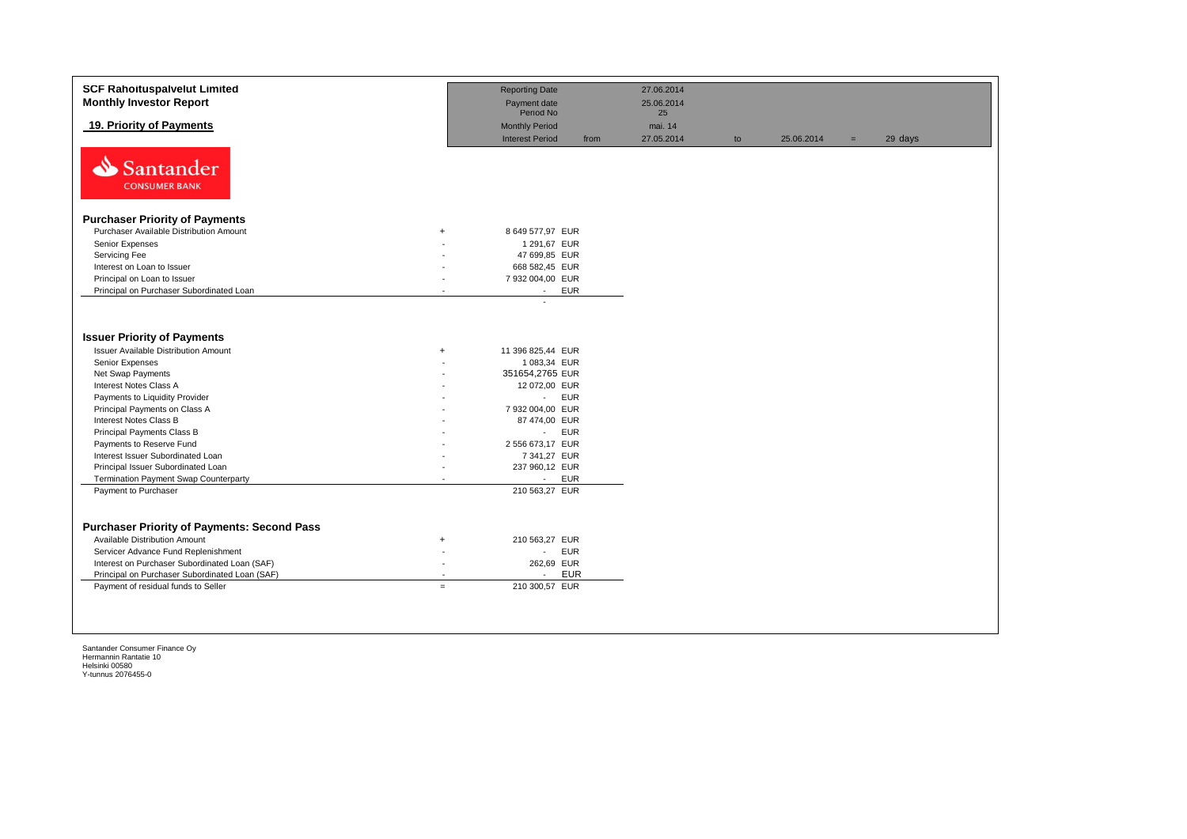**SCF Rahoituspalvelut Limited**
**Monthly Investor Report**

**19. Priority of Payments**

| | | | | | | |
|---|---|---|---|---|---|---|
| Reporting Date | | 27.06.2014 | | | | |
| Payment date | | 25.06.2014 | | | | |
| Period No | | 25 | | | | |
| Monthly Period | | mai. 14 | | | | |
| Interest Period | from | 27.05.2014 | to | 25.06.2014 | = | 29 days |

## Purchaser Priority of Payments

| | | | |
|---|---|---|---|
| Purchaser Available Distribution Amount | + | 8 649 577,97 | EUR |
| Senior Expenses | - | 1 291,67 | EUR |
| Servicing Fee | - | 47 699,85 | EUR |
| Interest on Loan to Issuer | - | 668 582,45 | EUR |
| Principal on Loan to Issuer | - | 7 932 004,00 | EUR |
| Principal on Purchaser Subordinated Loan | - | - | EUR |
| | | - | |

## Issuer Priority of Payments

| | | | |
|---|---|---|---|
| Issuer Available Distribution Amount | + | 11 396 825,44 | EUR |
| Senior Expenses | - | 1 083,34 | EUR |
| Net Swap Payments | - | 351654,2765 | EUR |
| Interest Notes Class A | - | 12 072,00 | EUR |
| Payments to Liquidity Provider | - | - | EUR |
| Principal Payments on Class A | - | 7 932 004,00 | EUR |
| Interest Notes Class B | - | 87 474,00 | EUR |
| Principal Payments Class B | - | - | EUR |
| Payments to Reserve Fund | - | 2 556 673,17 | EUR |
| Interest Issuer Subordinated Loan | - | 7 341,27 | EUR |
| Principal Issuer Subordinated Loan | - | 237 960,12 | EUR |
| Termination Payment Swap Counterparty | - | - | EUR |
| Payment to Purchaser | | 210 563,27 | EUR |

## Purchaser Priority of Payments: Second Pass

| | | | |
|---|---|---|---|
| Available Distribution Amount | + | 210 563,27 | EUR |
| Servicer Advance Fund Replenishment | - | - | EUR |
| Interest on Purchaser Subordinated Loan (SAF) | - | 262,69 | EUR |
| Principal on Purchaser Subordinated Loan (SAF) | - | - | EUR |
| Payment of residual funds to Seller | = | 210 300,57 | EUR |

Santander Consumer Finance Oy
Hermannin Rantatie 10
Helsinki 00580
Y-tunnus 2076455-0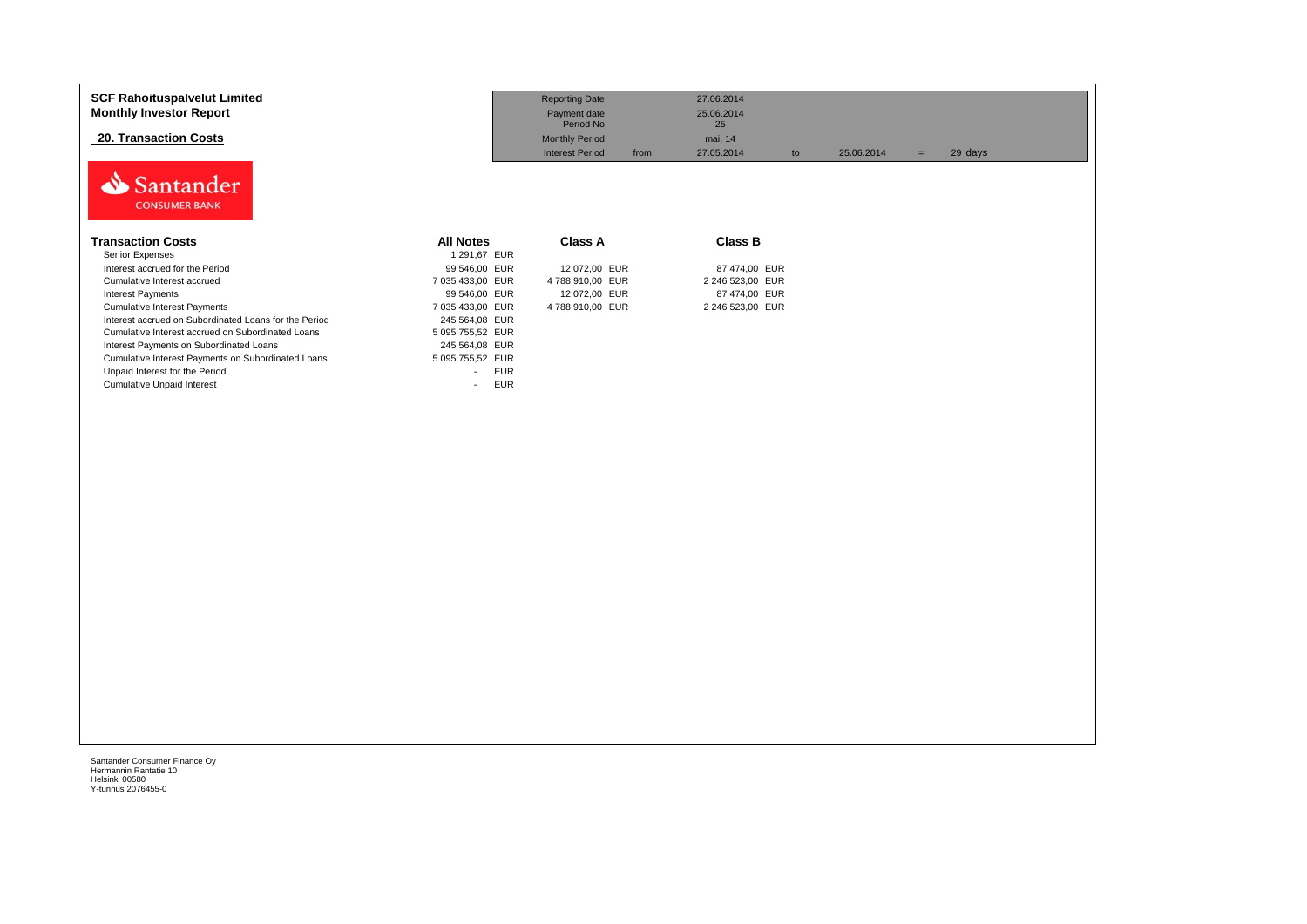**SCF Rahoituspalvelut Limited**
**Monthly Investor Report**

## 20. Transaction Costs

| | | | | | | | |
|---|---|---|---|---|---|---|---|
| Reporting Date | | 27.06.2014 | | | | | |
| Payment date | | 25.06.2014 | | | | | |
| Period No | | 25 | | | | | |
| Monthly Period | | mai. 14 | | | | | |
| Interest Period | from | 27.05.2014 | to | 25.06.2014 | = | 29 days | |

Santander CONSUMER BANK

| Transaction Costs | All Notes | Class A | Class B |
|---|---|---|---|
| Senior Expenses | 1 291,67 EUR | | |
| Interest accrued for the Period | 99 546,00 EUR | 12 072,00 EUR | 87 474,00 EUR |
| Cumulative Interest accrued | 7 035 433,00 EUR | 4 788 910,00 EUR | 2 246 523,00 EUR |
| Interest Payments | 99 546,00 EUR | 12 072,00 EUR | 87 474,00 EUR |
| Cumulative Interest Payments | 7 035 433,00 EUR | 4 788 910,00 EUR | 2 246 523,00 EUR |
| Interest accrued on Subordinated Loans for the Period | 245 564,08 EUR | | |
| Cumulative Interest accrued on Subordinated Loans | 5 095 755,52 EUR | | |
| Interest Payments on Subordinated Loans | 245 564,08 EUR | | |
| Cumulative Interest Payments on Subordinated Loans | 5 095 755,52 EUR | | |
| Unpaid Interest for the Period | - EUR | | |
| Cumulative Unpaid Interest | - EUR | | |

Santander Consumer Finance Oy
Hermannin Rantatie 10
Helsinki 00580
Y-tunnus 2076455-0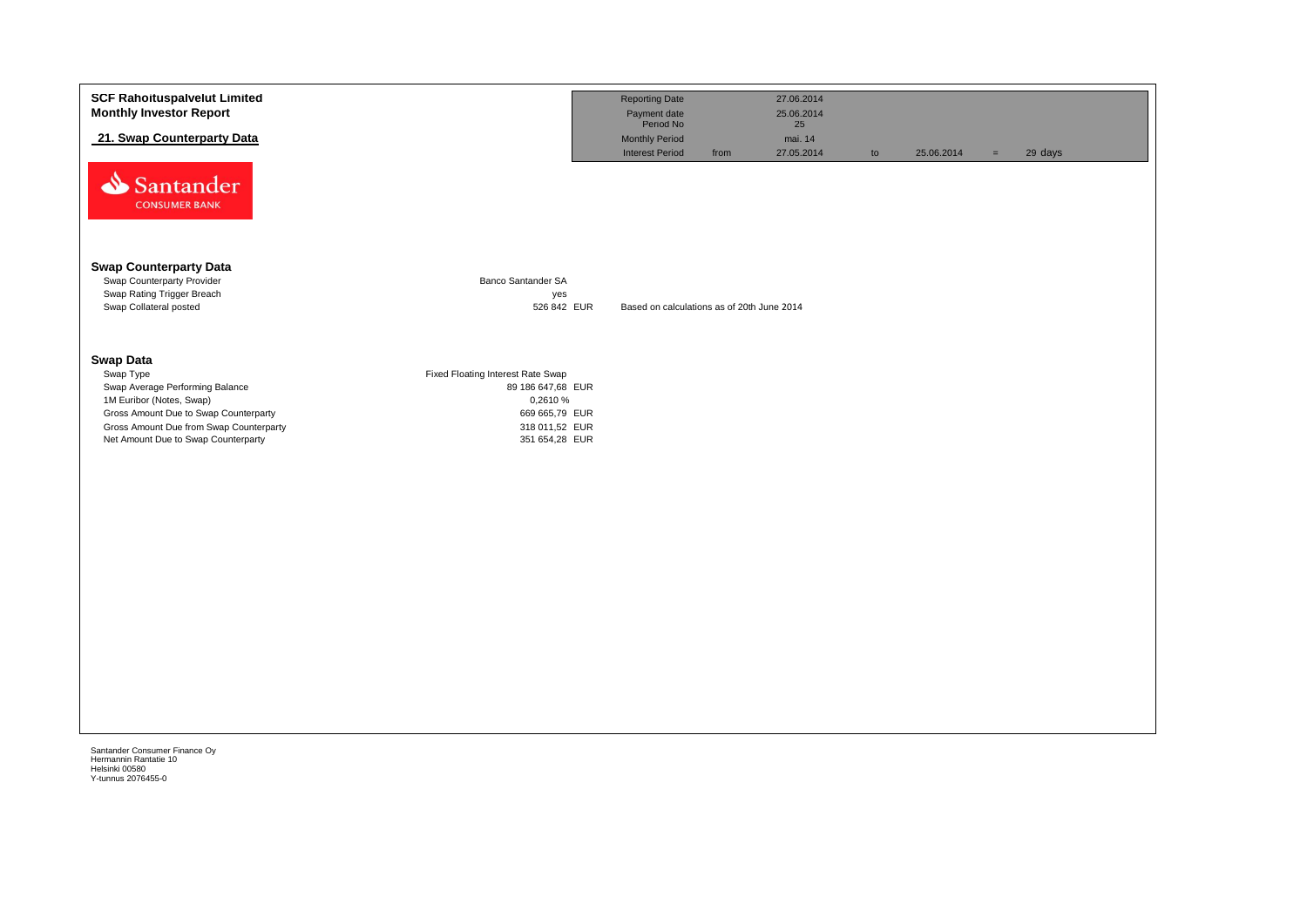**SCF Rahoituspalvelut Limited**
**Monthly Investor Report**

**21. Swap Counterparty Data**

| Reporting Date | | 27.06.2014 | | | | |
|---|---|---|---|---|---|---|
| Payment date | | 25.06.2014 | | | | |
| Period No | | 25 | | | | |
| Monthly Period | | mai. 14 | | | | |
| Interest Period | from | 27.05.2014 | to | 25.06.2014 | = | 29 days |

Santander CONSUMER BANK

### Swap Counterparty Data

| | | |
|---|---|---|
| Swap Counterparty Provider | Banco Santander SA | |
| Swap Rating Trigger Breach | yes | |
| Swap Collateral posted | 526 842 EUR | Based on calculations as of 20th June 2014 |

### Swap Data

| | |
|---|---|
| Swap Type | Fixed Floating Interest Rate Swap |
| Swap Average Performing Balance | 89 186 647,68 EUR |
| 1M Euribor (Notes, Swap) | 0,2610 % |
| Gross Amount Due to Swap Counterparty | 669 665,79 EUR |
| Gross Amount Due from Swap Counterparty | 318 011,52 EUR |
| Net Amount Due to Swap Counterparty | 351 654,28 EUR |

Santander Consumer Finance Oy
Hermannin Rantatie 10
Helsinki 00580
Y-tunnus 2076455-0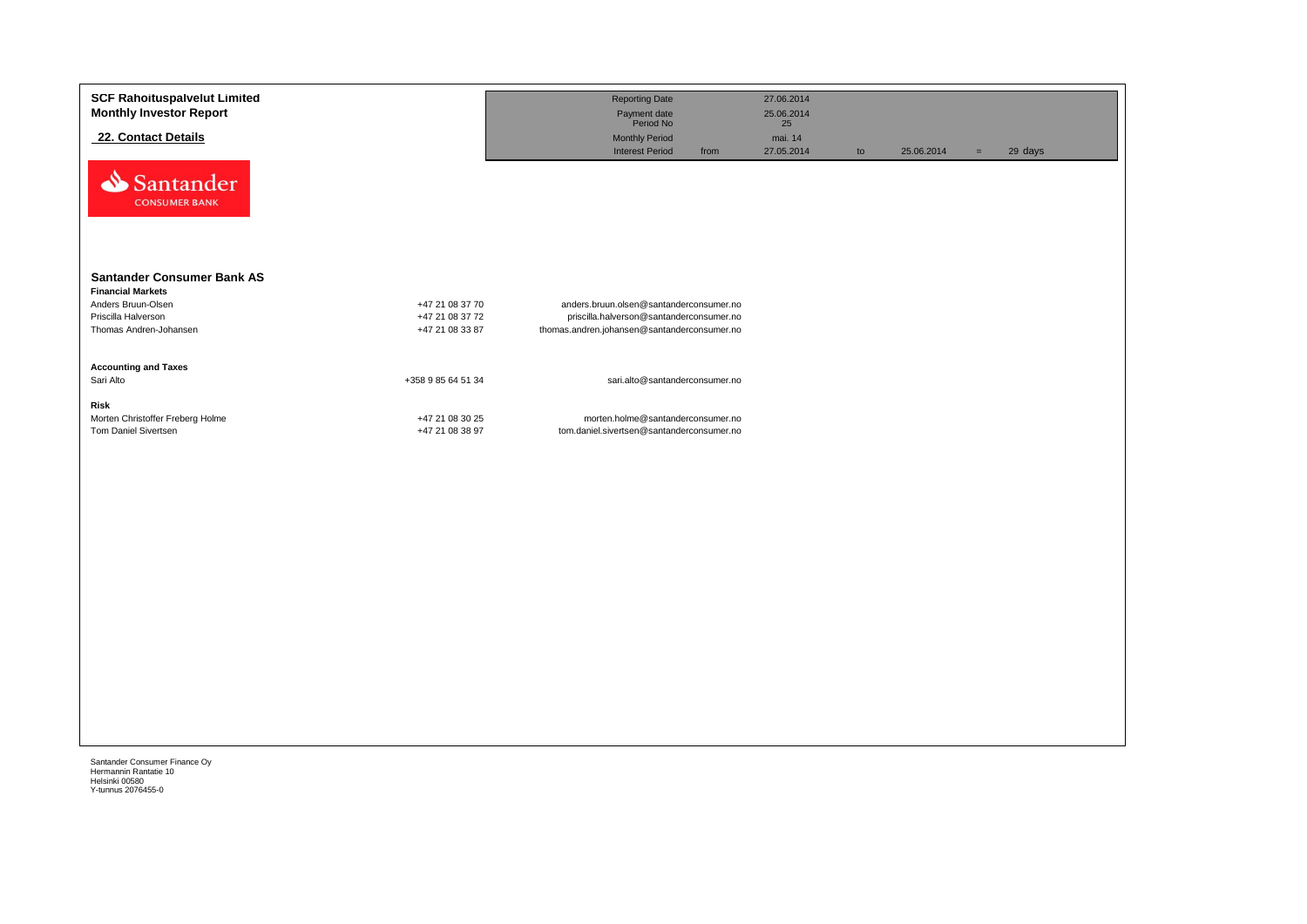**SCF Rahoituspalvelut Limited**
**Monthly Investor Report**

**22. Contact Details**

| | | | | | | |
|---|---|---|---|---|---|---|
| Reporting Date | | 27.06.2014 | | | | |
| Payment date | | 25.06.2014 | | | | |
| Period No | | 25 | | | | |
| Monthly Period | | mai. 14 | | | | |
| Interest Period | from | 27.05.2014 | to | 25.06.2014 | = | 29 days |

Santander CONSUMER BANK

## Santander Consumer Bank AS

**Financial Markets**

| | | |
|---|---|---|
| Anders Bruun-Olsen | +47 21 08 37 70 | anders.bruun.olsen@santanderconsumer.no |
| Priscilla Halverson | +47 21 08 37 72 | priscilla.halverson@santanderconsumer.no |
| Thomas Andren-Johansen | +47 21 08 33 87 | thomas.andren.johansen@santanderconsumer.no |

**Accounting and Taxes**

| | | |
|---|---|---|
| Sari Alto | +358 9 85 64 51 34 | sari.alto@santanderconsumer.no |

**Risk**

| | | |
|---|---|---|
| Morten Christoffer Freberg Holme | +47 21 08 30 25 | morten.holme@santanderconsumer.no |
| Tom Daniel Sivertsen | +47 21 08 38 97 | tom.daniel.sivertsen@santanderconsumer.no |

Santander Consumer Finance Oy
Hermannin Rantatie 10
Helsinki 00580
Y-tunnus 2076455-0